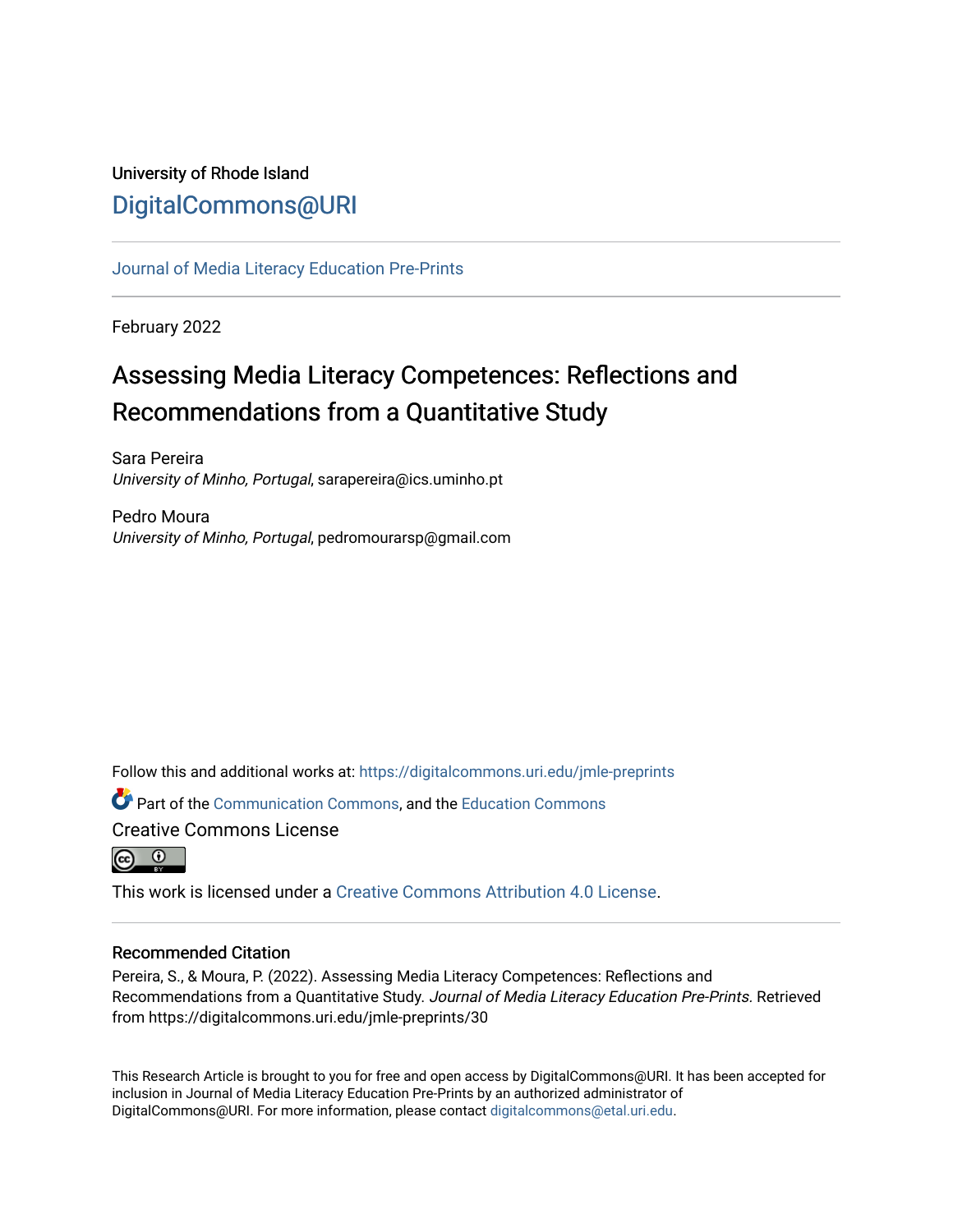University of Rhode Island

DigitalCommons@URI

Journal of Media Literacy Education Pre-Prints

February 2022

# Assessing Media Literacy Competences: Reflections and Recommendations from a Quantitative Study

Sara Pereira
*University of Minho, Portugal*, sarapereira@ics.uminho.pt

Pedro Moura
*University of Minho, Portugal*, pedromourarsp@gmail.com

Follow this and additional works at: https://digitalcommons.uri.edu/jmle-preprints

Part of the Communication Commons, and the Education Commons

Creative Commons License

This work is licensed under a Creative Commons Attribution 4.0 License.

## Recommended Citation

Pereira, S., & Moura, P. (2022). Assessing Media Literacy Competences: Reflections and Recommendations from a Quantitative Study. *Journal of Media Literacy Education Pre-Prints.* Retrieved from https://digitalcommons.uri.edu/jmle-preprints/30

This Research Article is brought to you for free and open access by DigitalCommons@URI. It has been accepted for inclusion in Journal of Media Literacy Education Pre-Prints by an authorized administrator of DigitalCommons@URI. For more information, please contact digitalcommons@etal.uri.edu.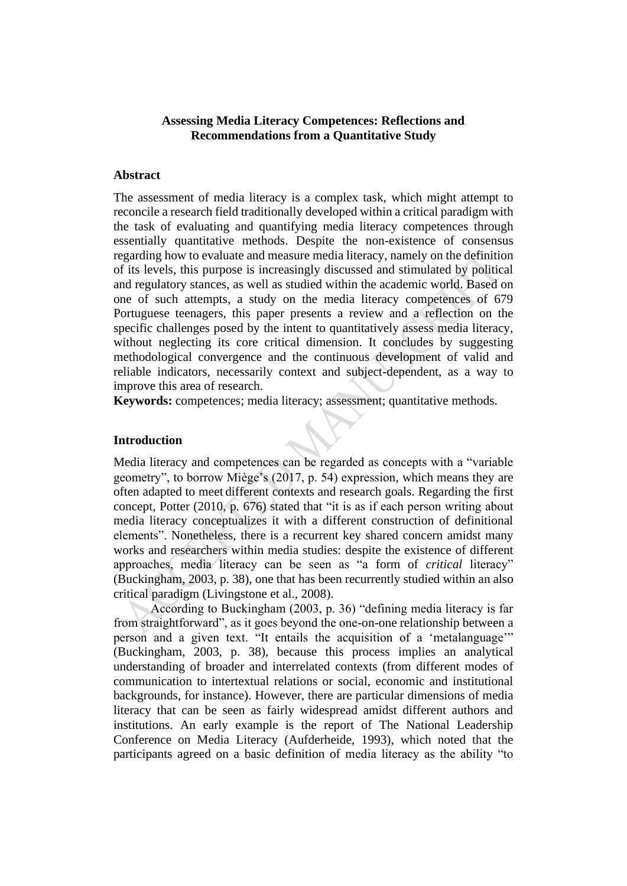**Assessing Media Literacy Competences: Reflections and Recommendations from a Quantitative Study**

## Abstract

The assessment of media literacy is a complex task, which might attempt to reconcile a research field traditionally developed within a critical paradigm with the task of evaluating and quantifying media literacy competences through essentially quantitative methods. Despite the non-existence of consensus regarding how to evaluate and measure media literacy, namely on the definition of its levels, this purpose is increasingly discussed and stimulated by political and regulatory stances, as well as studied within the academic world. Based on one of such attempts, a study on the media literacy competences of 679 Portuguese teenagers, this paper presents a review and a reflection on the specific challenges posed by the intent to quantitatively assess media literacy, without neglecting its core critical dimension. It concludes by suggesting methodological convergence and the continuous development of valid and reliable indicators, necessarily context and subject-dependent, as a way to improve this area of research.

**Keywords:** competences; media literacy; assessment; quantitative methods.

## Introduction

Media literacy and competences can be regarded as concepts with a "variable geometry", to borrow Miège's (2017, p. 54) expression, which means they are often adapted to meet different contexts and research goals. Regarding the first concept, Potter (2010, p. 676) stated that "it is as if each person writing about media literacy conceptualizes it with a different construction of definitional elements". Nonetheless, there is a recurrent key shared concern amidst many works and researchers within media studies: despite the existence of different approaches, media literacy can be seen as "a form of *critical* literacy" (Buckingham, 2003, p. 38), one that has been recurrently studied within an also critical paradigm (Livingstone et al., 2008).

According to Buckingham (2003, p. 36) "defining media literacy is far from straightforward", as it goes beyond the one-on-one relationship between a person and a given text. "It entails the acquisition of a 'metalanguage'" (Buckingham, 2003, p. 38), because this process implies an analytical understanding of broader and interrelated contexts (from different modes of communication to intertextual relations or social, economic and institutional backgrounds, for instance). However, there are particular dimensions of media literacy that can be seen as fairly widespread amidst different authors and institutions. An early example is the report of The National Leadership Conference on Media Literacy (Aufderheide, 1993), which noted that the participants agreed on a basic definition of media literacy as the ability "to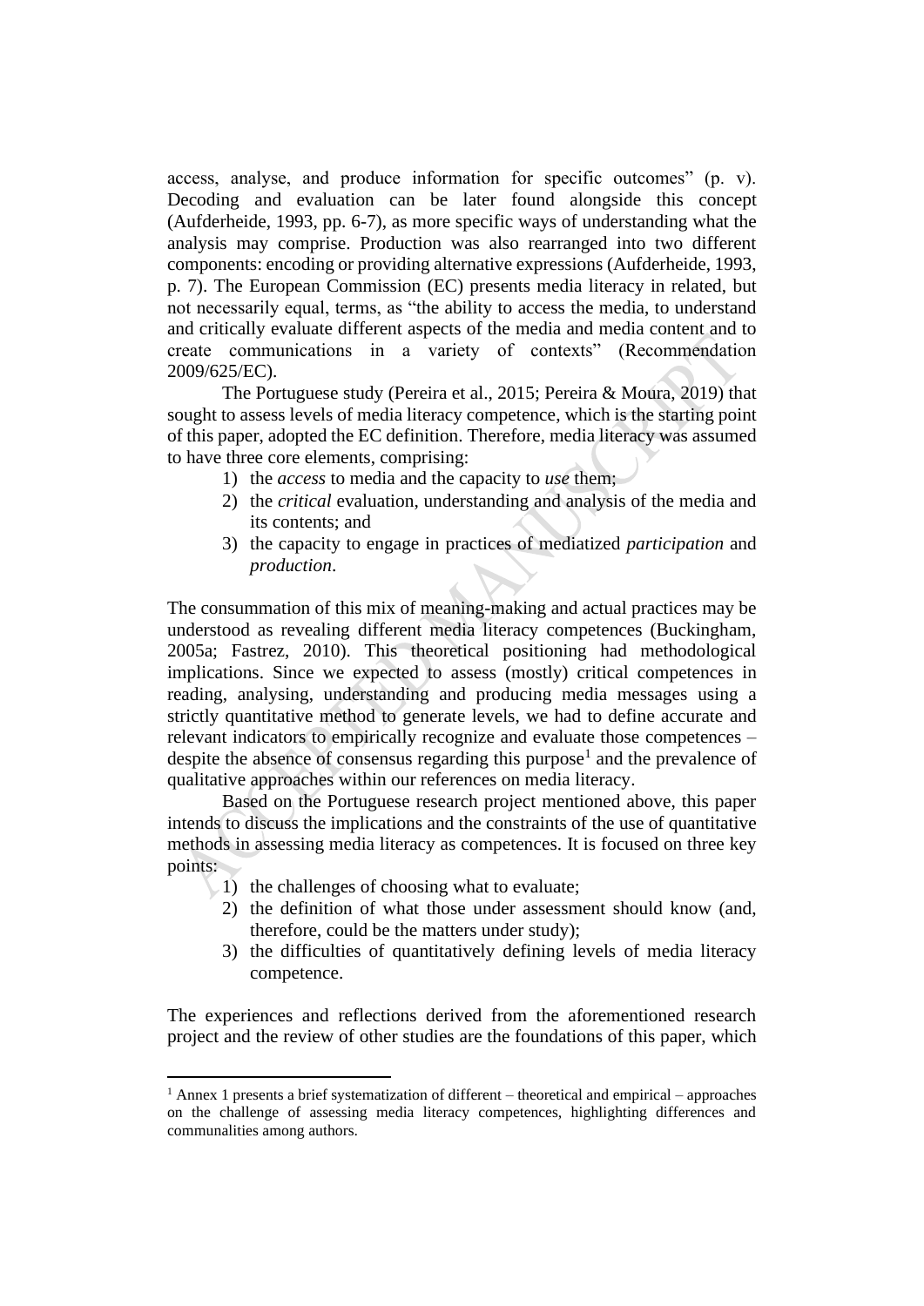access, analyse, and produce information for specific outcomes" (p. v). Decoding and evaluation can be later found alongside this concept (Aufderheide, 1993, pp. 6-7), as more specific ways of understanding what the analysis may comprise. Production was also rearranged into two different components: encoding or providing alternative expressions (Aufderheide, 1993, p. 7). The European Commission (EC) presents media literacy in related, but not necessarily equal, terms, as "the ability to access the media, to understand and critically evaluate different aspects of the media and media content and to create communications in a variety of contexts" (Recommendation 2009/625/EC).

The Portuguese study (Pereira et al., 2015; Pereira & Moura, 2019) that sought to assess levels of media literacy competence, which is the starting point of this paper, adopted the EC definition. Therefore, media literacy was assumed to have three core elements, comprising:

1) the *access* to media and the capacity to *use* them;
2) the *critical* evaluation, understanding and analysis of the media and its contents; and
3) the capacity to engage in practices of mediatized *participation* and *production*.

The consummation of this mix of meaning-making and actual practices may be understood as revealing different media literacy competences (Buckingham, 2005a; Fastrez, 2010). This theoretical positioning had methodological implications. Since we expected to assess (mostly) critical competences in reading, analysing, understanding and producing media messages using a strictly quantitative method to generate levels, we had to define accurate and relevant indicators to empirically recognize and evaluate those competences – despite the absence of consensus regarding this purpose[1] and the prevalence of qualitative approaches within our references on media literacy.

Based on the Portuguese research project mentioned above, this paper intends to discuss the implications and the constraints of the use of quantitative methods in assessing media literacy as competences. It is focused on three key points:

1) the challenges of choosing what to evaluate;
2) the definition of what those under assessment should know (and, therefore, could be the matters under study);
3) the difficulties of quantitatively defining levels of media literacy competence.

The experiences and reflections derived from the aforementioned research project and the review of other studies are the foundations of this paper, which

[1] Annex 1 presents a brief systematization of different – theoretical and empirical – approaches on the challenge of assessing media literacy competences, highlighting differences and communalities among authors.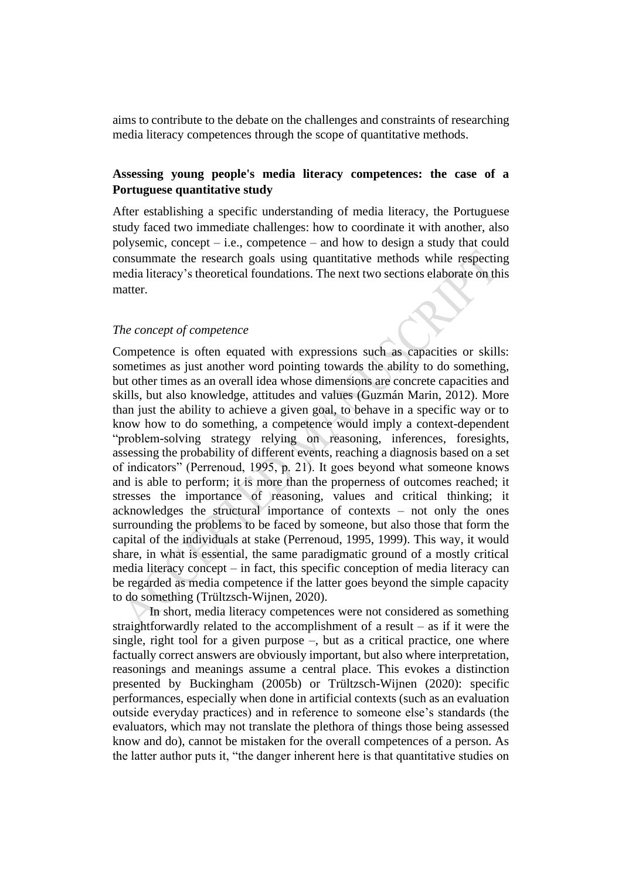aims to contribute to the debate on the challenges and constraints of researching media literacy competences through the scope of quantitative methods.

## Assessing young people's media literacy competences: the case of a Portuguese quantitative study

After establishing a specific understanding of media literacy, the Portuguese study faced two immediate challenges: how to coordinate it with another, also polysemic, concept – i.e., competence – and how to design a study that could consummate the research goals using quantitative methods while respecting media literacy's theoretical foundations. The next two sections elaborate on this matter.

### *The concept of competence*

Competence is often equated with expressions such as capacities or skills: sometimes as just another word pointing towards the ability to do something, but other times as an overall idea whose dimensions are concrete capacities and skills, but also knowledge, attitudes and values (Guzmán Marin, 2012). More than just the ability to achieve a given goal, to behave in a specific way or to know how to do something, a competence would imply a context-dependent "problem-solving strategy relying on reasoning, inferences, foresights, assessing the probability of different events, reaching a diagnosis based on a set of indicators" (Perrenoud, 1995, p. 21). It goes beyond what someone knows and is able to perform; it is more than the properness of outcomes reached; it stresses the importance of reasoning, values and critical thinking; it acknowledges the structural importance of contexts – not only the ones surrounding the problems to be faced by someone, but also those that form the capital of the individuals at stake (Perrenoud, 1995, 1999). This way, it would share, in what is essential, the same paradigmatic ground of a mostly critical media literacy concept – in fact, this specific conception of media literacy can be regarded as media competence if the latter goes beyond the simple capacity to do something (Trültzsch-Wijnen, 2020).

In short, media literacy competences were not considered as something straightforwardly related to the accomplishment of a result – as if it were the single, right tool for a given purpose –, but as a critical practice, one where factually correct answers are obviously important, but also where interpretation, reasonings and meanings assume a central place. This evokes a distinction presented by Buckingham (2005b) or Trültzsch-Wijnen (2020): specific performances, especially when done in artificial contexts (such as an evaluation outside everyday practices) and in reference to someone else's standards (the evaluators, which may not translate the plethora of things those being assessed know and do), cannot be mistaken for the overall competences of a person. As the latter author puts it, "the danger inherent here is that quantitative studies on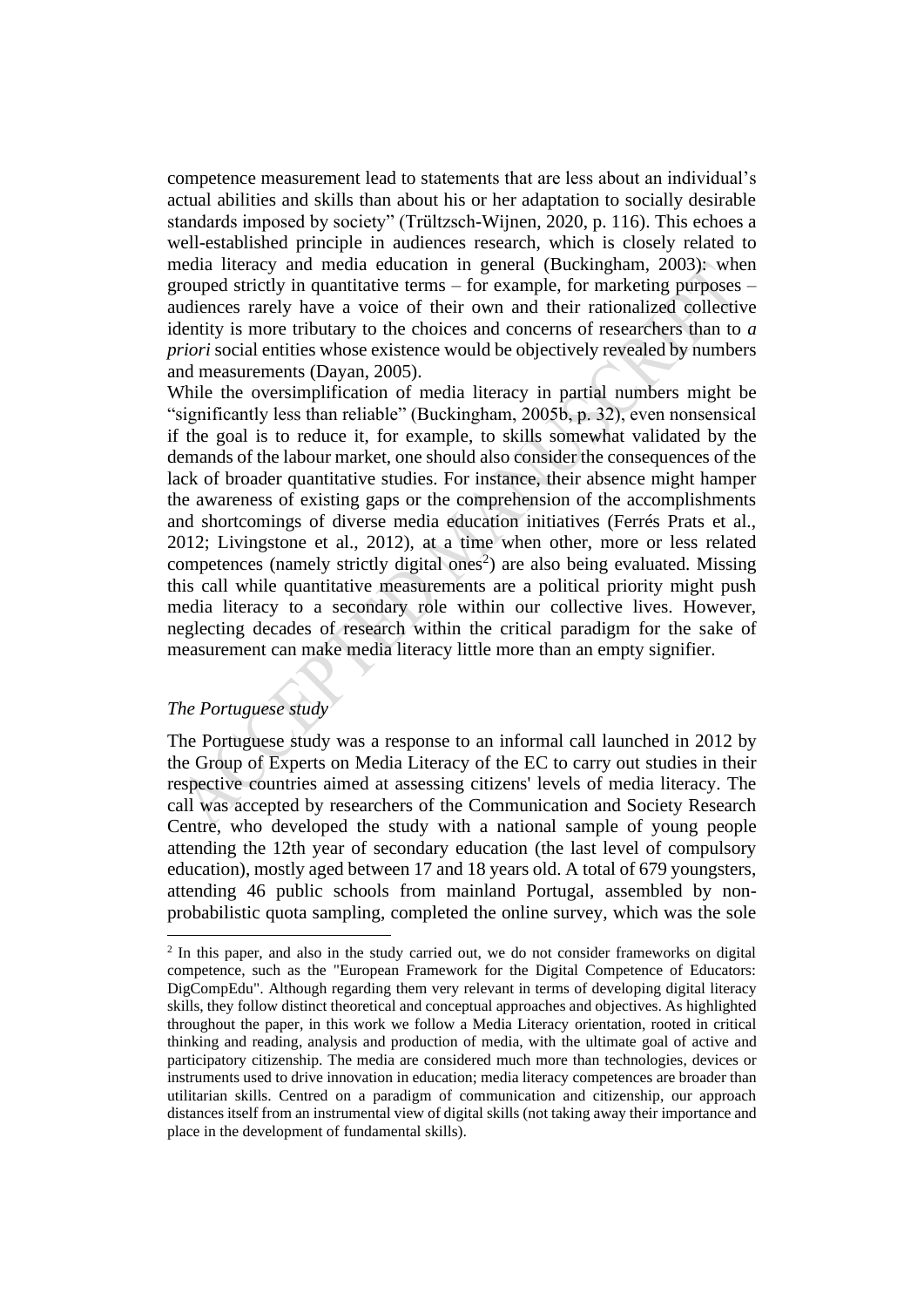competence measurement lead to statements that are less about an individual's actual abilities and skills than about his or her adaptation to socially desirable standards imposed by society" (Trültzsch-Wijnen, 2020, p. 116). This echoes a well-established principle in audiences research, which is closely related to media literacy and media education in general (Buckingham, 2003): when grouped strictly in quantitative terms – for example, for marketing purposes – audiences rarely have a voice of their own and their rationalized collective identity is more tributary to the choices and concerns of researchers than to *a priori* social entities whose existence would be objectively revealed by numbers and measurements (Dayan, 2005).

While the oversimplification of media literacy in partial numbers might be "significantly less than reliable" (Buckingham, 2005b, p. 32), even nonsensical if the goal is to reduce it, for example, to skills somewhat validated by the demands of the labour market, one should also consider the consequences of the lack of broader quantitative studies. For instance, their absence might hamper the awareness of existing gaps or the comprehension of the accomplishments and shortcomings of diverse media education initiatives (Ferrés Prats et al., 2012; Livingstone et al., 2012), at a time when other, more or less related competences (namely strictly digital ones[2]) are also being evaluated. Missing this call while quantitative measurements are a political priority might push media literacy to a secondary role within our collective lives. However, neglecting decades of research within the critical paradigm for the sake of measurement can make media literacy little more than an empty signifier.

*The Portuguese study*

The Portuguese study was a response to an informal call launched in 2012 by the Group of Experts on Media Literacy of the EC to carry out studies in their respective countries aimed at assessing citizens' levels of media literacy. The call was accepted by researchers of the Communication and Society Research Centre, who developed the study with a national sample of young people attending the 12th year of secondary education (the last level of compulsory education), mostly aged between 17 and 18 years old. A total of 679 youngsters, attending 46 public schools from mainland Portugal, assembled by non-probabilistic quota sampling, completed the online survey, which was the sole

[2] In this paper, and also in the study carried out, we do not consider frameworks on digital competence, such as the "European Framework for the Digital Competence of Educators: DigCompEdu". Although regarding them very relevant in terms of developing digital literacy skills, they follow distinct theoretical and conceptual approaches and objectives. As highlighted throughout the paper, in this work we follow a Media Literacy orientation, rooted in critical thinking and reading, analysis and production of media, with the ultimate goal of active and participatory citizenship. The media are considered much more than technologies, devices or instruments used to drive innovation in education; media literacy competences are broader than utilitarian skills. Centred on a paradigm of communication and citizenship, our approach distances itself from an instrumental view of digital skills (not taking away their importance and place in the development of fundamental skills).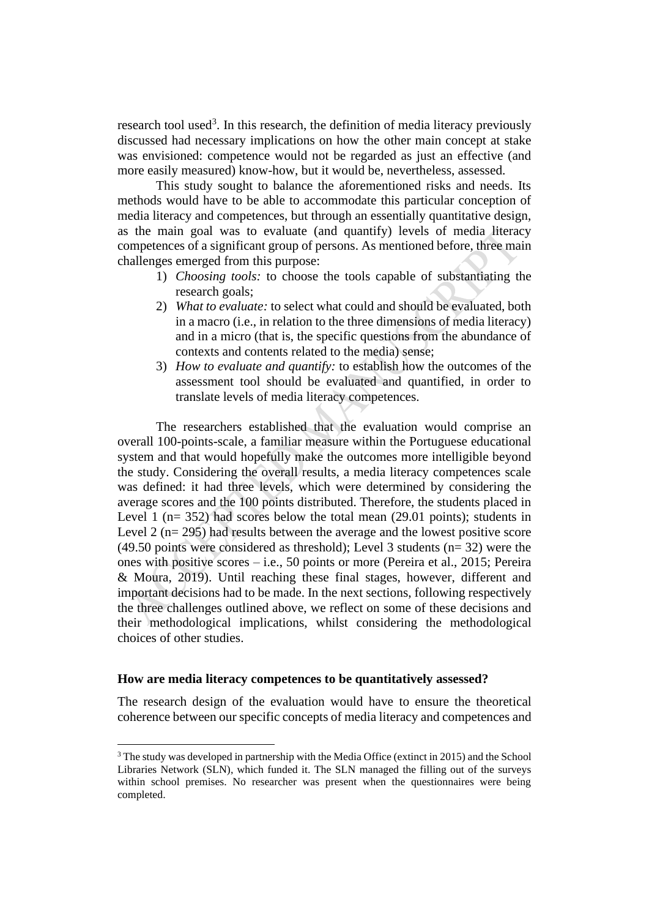research tool used[3]. In this research, the definition of media literacy previously discussed had necessary implications on how the other main concept at stake was envisioned: competence would not be regarded as just an effective (and more easily measured) know-how, but it would be, nevertheless, assessed.

This study sought to balance the aforementioned risks and needs. Its methods would have to be able to accommodate this particular conception of media literacy and competences, but through an essentially quantitative design, as the main goal was to evaluate (and quantify) levels of media literacy competences of a significant group of persons. As mentioned before, three main challenges emerged from this purpose:

1) *Choosing tools:* to choose the tools capable of substantiating the research goals;
2) *What to evaluate:* to select what could and should be evaluated, both in a macro (i.e., in relation to the three dimensions of media literacy) and in a micro (that is, the specific questions from the abundance of contexts and contents related to the media) sense;
3) *How to evaluate and quantify:* to establish how the outcomes of the assessment tool should be evaluated and quantified, in order to translate levels of media literacy competences.

The researchers established that the evaluation would comprise an overall 100-points-scale, a familiar measure within the Portuguese educational system and that would hopefully make the outcomes more intelligible beyond the study. Considering the overall results, a media literacy competences scale was defined: it had three levels, which were determined by considering the average scores and the 100 points distributed. Therefore, the students placed in Level 1 (n= 352) had scores below the total mean (29.01 points); students in Level 2 (n= 295) had results between the average and the lowest positive score (49.50 points were considered as threshold); Level 3 students (n= 32) were the ones with positive scores – i.e., 50 points or more (Pereira et al., 2015; Pereira & Moura, 2019). Until reaching these final stages, however, different and important decisions had to be made. In the next sections, following respectively the three challenges outlined above, we reflect on some of these decisions and their methodological implications, whilst considering the methodological choices of other studies.

**How are media literacy competences to be quantitatively assessed?**

The research design of the evaluation would have to ensure the theoretical coherence between our specific concepts of media literacy and competences and

[3] The study was developed in partnership with the Media Office (extinct in 2015) and the School Libraries Network (SLN), which funded it. The SLN managed the filling out of the surveys within school premises. No researcher was present when the questionnaires were being completed.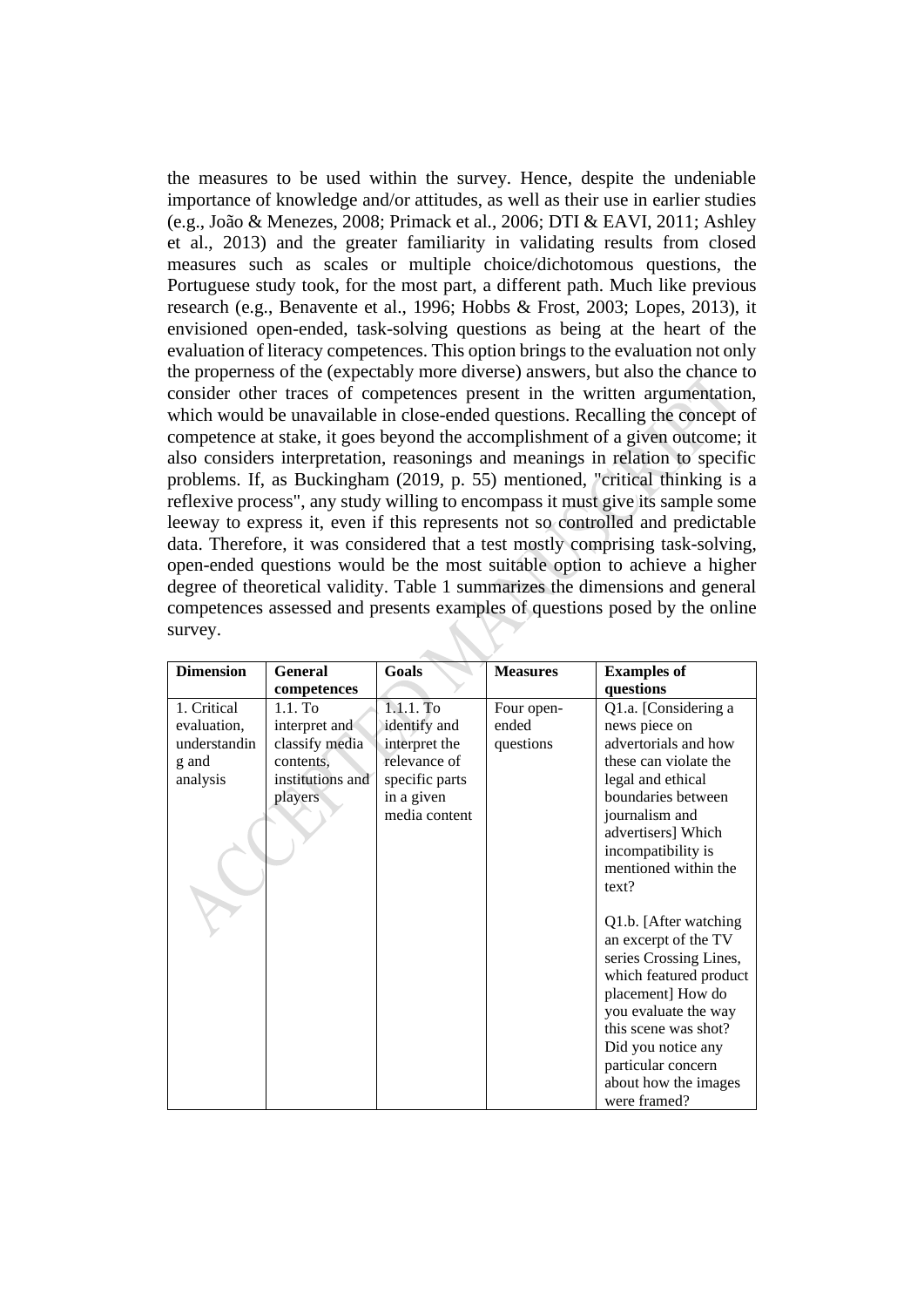the measures to be used within the survey. Hence, despite the undeniable importance of knowledge and/or attitudes, as well as their use in earlier studies (e.g., João & Menezes, 2008; Primack et al., 2006; DTI & EAVI, 2011; Ashley et al., 2013) and the greater familiarity in validating results from closed measures such as scales or multiple choice/dichotomous questions, the Portuguese study took, for the most part, a different path. Much like previous research (e.g., Benavente et al., 1996; Hobbs & Frost, 2003; Lopes, 2013), it envisioned open-ended, task-solving questions as being at the heart of the evaluation of literacy competences. This option brings to the evaluation not only the properness of the (expectably more diverse) answers, but also the chance to consider other traces of competences present in the written argumentation, which would be unavailable in close-ended questions. Recalling the concept of competence at stake, it goes beyond the accomplishment of a given outcome; it also considers interpretation, reasonings and meanings in relation to specific problems. If, as Buckingham (2019, p. 55) mentioned, "critical thinking is a reflexive process", any study willing to encompass it must give its sample some leeway to express it, even if this represents not so controlled and predictable data. Therefore, it was considered that a test mostly comprising task-solving, open-ended questions would be the most suitable option to achieve a higher degree of theoretical validity. Table 1 summarizes the dimensions and general competences assessed and presents examples of questions posed by the online survey.

| **Dimension** | **General competences** | **Goals** | **Measures** | **Examples of questions** |
|---|---|---|---|---|
| 1. Critical evaluation, understanding and analysis | 1.1. To interpret and classify media contents, institutions and players | 1.1.1. To identify and interpret the relevance of specific parts in a given media content | Four open-ended questions | Q1.a. [Considering a news piece on advertorials and how these can violate the legal and ethical boundaries between journalism and advertisers] Which incompatibility is mentioned within the text?<br><br>Q1.b. [After watching an excerpt of the TV series Crossing Lines, which featured product placement] How do you evaluate the way this scene was shot? Did you notice any particular concern about how the images were framed? |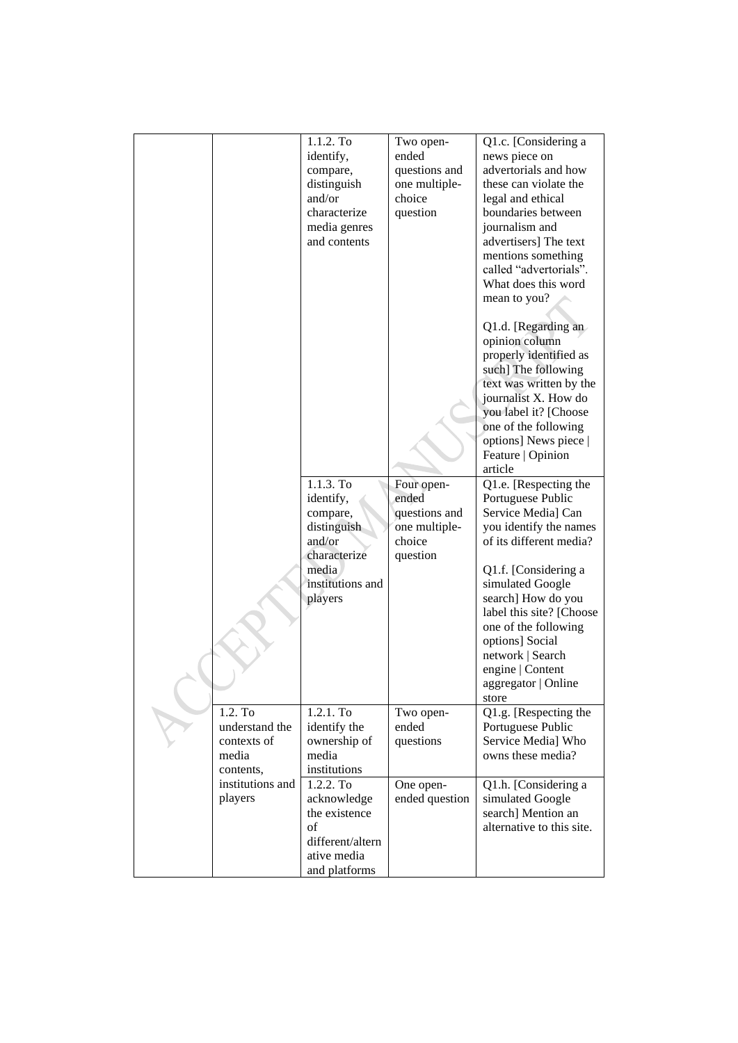|  |  | 1.1.2. To identify, compare, distinguish and/or characterize media genres and contents | Two open-ended questions and one multiple-choice question | Q1.c. [Considering a news piece on advertorials and how these can violate the legal and ethical boundaries between journalism and advertisers] The text mentions something called "advertorials". What does this word mean to you?<br><br>Q1.d. [Regarding an opinion column properly identified as such] The following text was written by the journalist X. How do you label it? [Choose one of the following options] News piece \| Feature \| Opinion article |
|  |  | 1.1.3. To identify, compare, distinguish and/or characterize media institutions and players | Four open-ended questions and one multiple-choice question | Q1.e. [Respecting the Portuguese Public Service Media] Can you identify the names of its different media?<br><br>Q1.f. [Considering a simulated Google search] How do you label this site? [Choose one of the following options] Social network \| Search engine \| Content aggregator \| Online store |
|  | 1.2. To understand the contexts of media contents, institutions and players | 1.2.1. To identify the ownership of media institutions | Two open-ended questions | Q1.g. [Respecting the Portuguese Public Service Media] Who owns these media? |
|  |  | 1.2.2. To acknowledge the existence of different/alternative media and platforms | One open-ended question | Q1.h. [Considering a simulated Google search] Mention an alternative to this site. |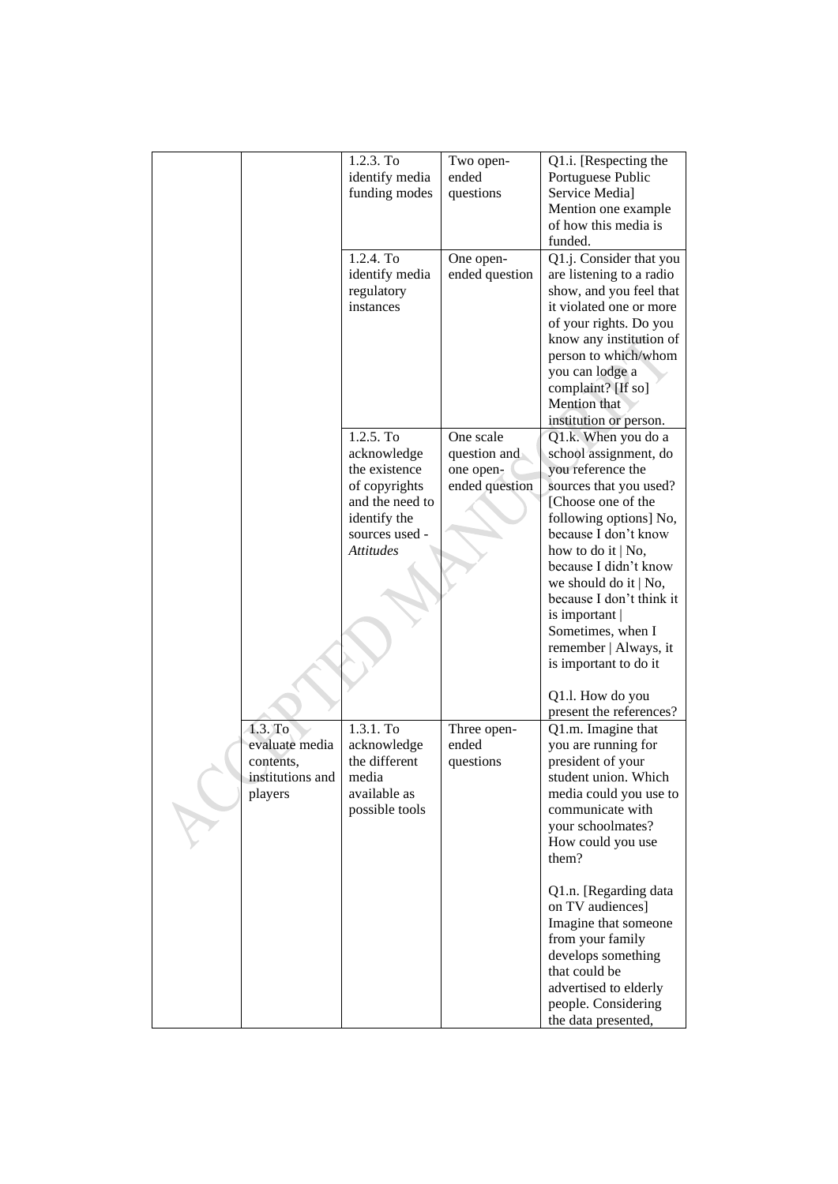| | | | | |
|---|---|---|---|---|
| | | 1.2.3. To identify media funding modes | Two open-ended questions | Q1.i. [Respecting the Portuguese Public Service Media] Mention one example of how this media is funded. |
| | | 1.2.4. To identify media regulatory instances | One open-ended question | Q1.j. Consider that you are listening to a radio show, and you feel that it violated one or more of your rights. Do you know any institution of person to which/whom you can lodge a complaint? [If so] Mention that institution or person. |
| | | 1.2.5. To acknowledge the existence of copyrights and the need to identify the sources used - *Attitudes* | One scale question and one open-ended question | Q1.k. When you do a school assignment, do you reference the sources that you used? [Choose one of the following options] No, because I don't know how to do it \| No, because I didn't know we should do it \| No, because I don't think it is important \| Sometimes, when I remember \| Always, it is important to do it<br><br>Q1.l. How do you present the references? |
| | 1.3. To evaluate media contents, institutions and players | 1.3.1. To acknowledge the different media available as possible tools | Three open-ended questions | Q1.m. Imagine that you are running for president of your student union. Which media could you use to communicate with your schoolmates? How could you use them?<br><br>Q1.n. [Regarding data on TV audiences] Imagine that someone from your family develops something that could be advertised to elderly people. Considering the data presented, |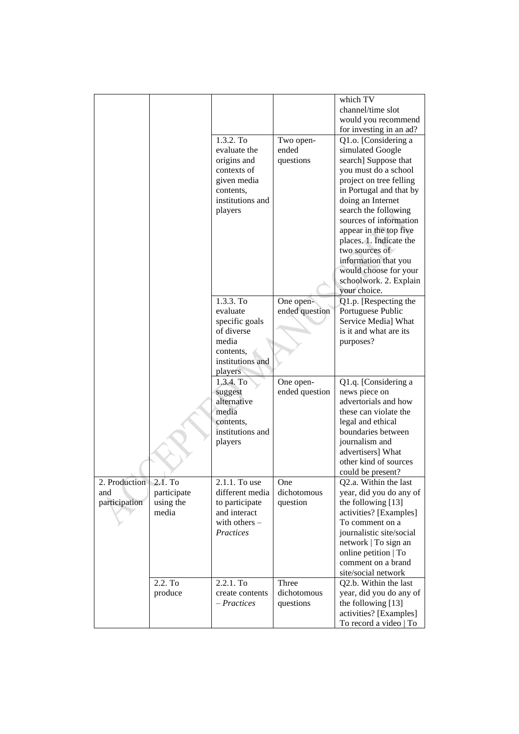| | | | | which TV channel/time slot would you recommend for investing in an ad? |
|---|---|---|---|---|
| | | 1.3.2. To evaluate the origins and contexts of given media contents, institutions and players | Two open-ended questions | Q1.o. [Considering a simulated Google search] Suppose that you must do a school project on tree felling in Portugal and that by doing an Internet search the following sources of information appear in the top five places. 1. Indicate the two sources of information that you would choose for your schoolwork. 2. Explain your choice. |
| | | 1.3.3. To evaluate specific goals of diverse media contents, institutions and players | One open-ended question | Q1.p. [Respecting the Portuguese Public Service Media] What is it and what are its purposes? |
| | | 1.3.4. To suggest alternative media contents, institutions and players | One open-ended question | Q1.q. [Considering a news piece on advertorials and how these can violate the legal and ethical boundaries between journalism and advertisers] What other kind of sources could be present? |
| 2. Production and participation | 2.1. To participate using the media | 2.1.1. To use different media to participate and interact with others – *Practices* | One dichotomous question | Q2.a. Within the last year, did you do any of the following [13] activities? [Examples] To comment on a journalistic site/social network \| To sign an online petition \| To comment on a brand site/social network |
| | 2.2. To produce | 2.2.1. To create contents – *Practices* | Three dichotomous questions | Q2.b. Within the last year, did you do any of the following [13] activities? [Examples] To record a video \| To |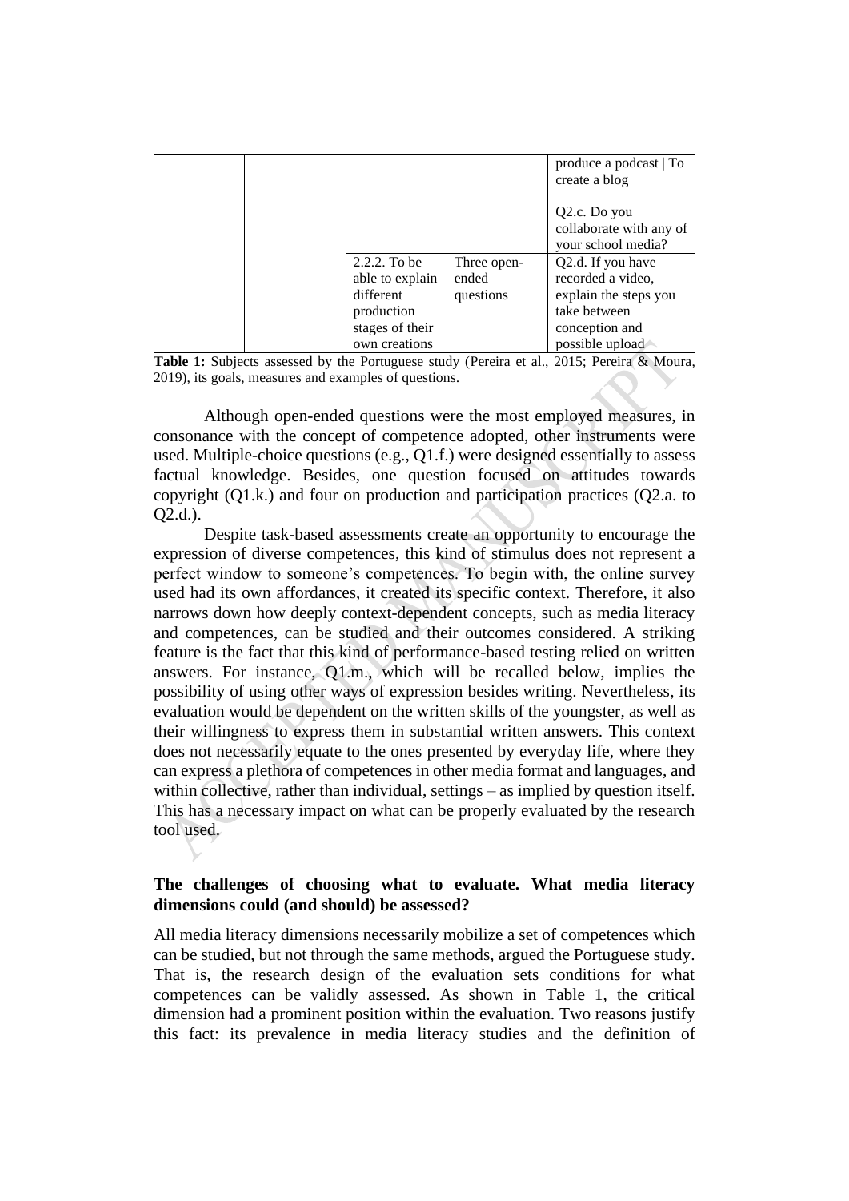| | | | | produce a podcast \| To create a blog<br><br>Q2.c. Do you collaborate with any of your school media? |
|---|---|---|---|---|
| | | 2.2.2. To be able to explain different production stages of their own creations | Three open-ended questions | Q2.d. If you have recorded a video, explain the steps you take between conception and possible upload |

**Table 1:** Subjects assessed by the Portuguese study (Pereira et al., 2015; Pereira & Moura, 2019), its goals, measures and examples of questions.

Although open-ended questions were the most employed measures, in consonance with the concept of competence adopted, other instruments were used. Multiple-choice questions (e.g., Q1.f.) were designed essentially to assess factual knowledge. Besides, one question focused on attitudes towards copyright (Q1.k.) and four on production and participation practices (Q2.a. to Q2.d.).

Despite task-based assessments create an opportunity to encourage the expression of diverse competences, this kind of stimulus does not represent a perfect window to someone's competences. To begin with, the online survey used had its own affordances, it created its specific context. Therefore, it also narrows down how deeply context-dependent concepts, such as media literacy and competences, can be studied and their outcomes considered. A striking feature is the fact that this kind of performance-based testing relied on written answers. For instance, Q1.m., which will be recalled below, implies the possibility of using other ways of expression besides writing. Nevertheless, its evaluation would be dependent on the written skills of the youngster, as well as their willingness to express them in substantial written answers. This context does not necessarily equate to the ones presented by everyday life, where they can express a plethora of competences in other media format and languages, and within collective, rather than individual, settings – as implied by question itself. This has a necessary impact on what can be properly evaluated by the research tool used.

### The challenges of choosing what to evaluate. What media literacy dimensions could (and should) be assessed?

All media literacy dimensions necessarily mobilize a set of competences which can be studied, but not through the same methods, argued the Portuguese study. That is, the research design of the evaluation sets conditions for what competences can be validly assessed. As shown in Table 1, the critical dimension had a prominent position within the evaluation. Two reasons justify this fact: its prevalence in media literacy studies and the definition of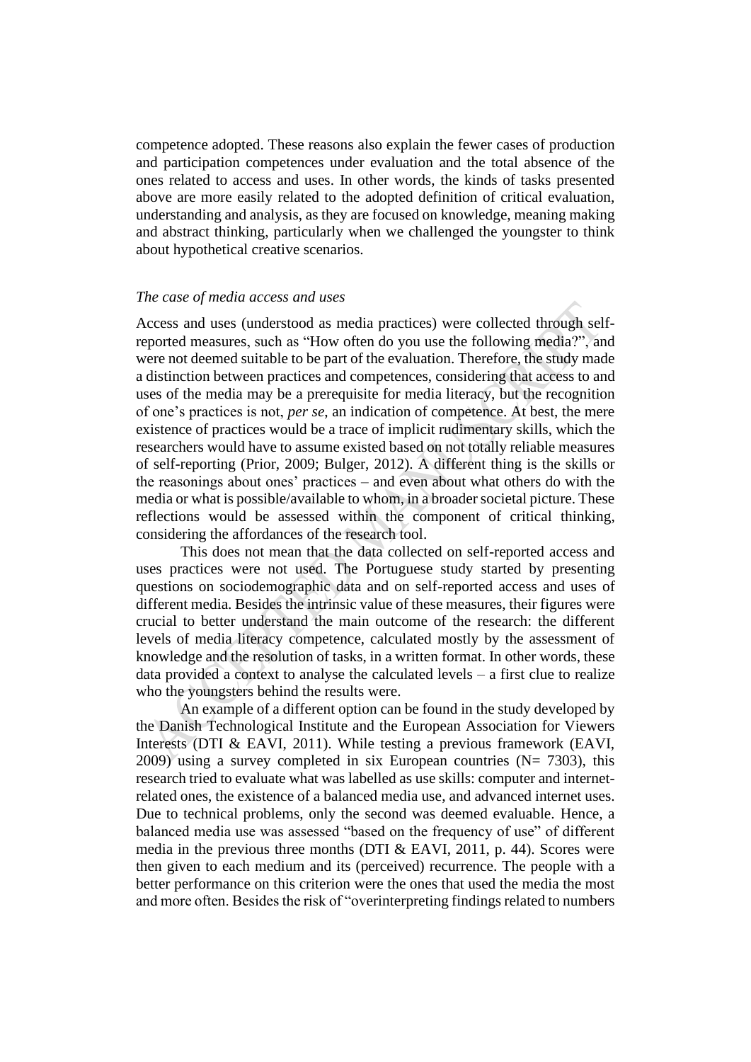competence adopted. These reasons also explain the fewer cases of production and participation competences under evaluation and the total absence of the ones related to access and uses. In other words, the kinds of tasks presented above are more easily related to the adopted definition of critical evaluation, understanding and analysis, as they are focused on knowledge, meaning making and abstract thinking, particularly when we challenged the youngster to think about hypothetical creative scenarios.

*The case of media access and uses*

Access and uses (understood as media practices) were collected through self-reported measures, such as "How often do you use the following media?", and were not deemed suitable to be part of the evaluation. Therefore, the study made a distinction between practices and competences, considering that access to and uses of the media may be a prerequisite for media literacy, but the recognition of one's practices is not, *per se*, an indication of competence. At best, the mere existence of practices would be a trace of implicit rudimentary skills, which the researchers would have to assume existed based on not totally reliable measures of self-reporting (Prior, 2009; Bulger, 2012). A different thing is the skills or the reasonings about ones' practices – and even about what others do with the media or what is possible/available to whom, in a broader societal picture. These reflections would be assessed within the component of critical thinking, considering the affordances of the research tool.

This does not mean that the data collected on self-reported access and uses practices were not used. The Portuguese study started by presenting questions on sociodemographic data and on self-reported access and uses of different media. Besides the intrinsic value of these measures, their figures were crucial to better understand the main outcome of the research: the different levels of media literacy competence, calculated mostly by the assessment of knowledge and the resolution of tasks, in a written format. In other words, these data provided a context to analyse the calculated levels – a first clue to realize who the youngsters behind the results were.

An example of a different option can be found in the study developed by the Danish Technological Institute and the European Association for Viewers Interests (DTI & EAVI, 2011). While testing a previous framework (EAVI, 2009) using a survey completed in six European countries (N= 7303), this research tried to evaluate what was labelled as use skills: computer and internet-related ones, the existence of a balanced media use, and advanced internet uses. Due to technical problems, only the second was deemed evaluable. Hence, a balanced media use was assessed "based on the frequency of use" of different media in the previous three months (DTI & EAVI, 2011, p. 44). Scores were then given to each medium and its (perceived) recurrence. The people with a better performance on this criterion were the ones that used the media the most and more often. Besides the risk of "overinterpreting findings related to numbers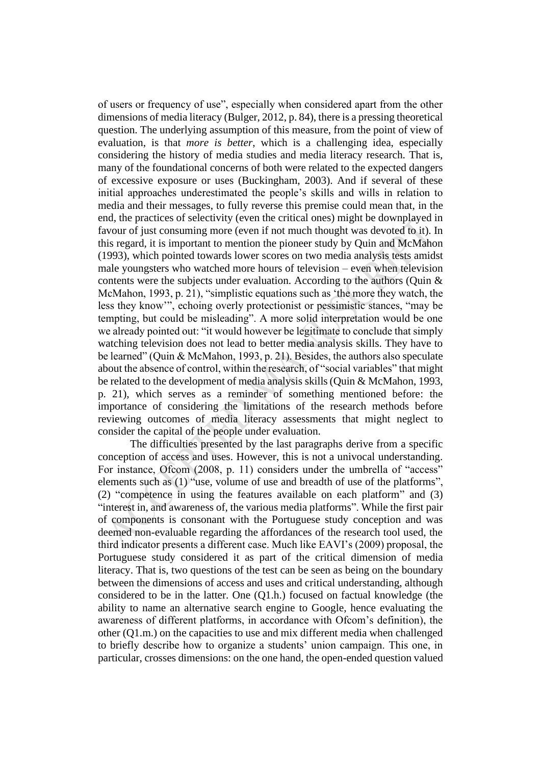of users or frequency of use", especially when considered apart from the other dimensions of media literacy (Bulger, 2012, p. 84), there is a pressing theoretical question. The underlying assumption of this measure, from the point of view of evaluation, is that *more is better*, which is a challenging idea, especially considering the history of media studies and media literacy research. That is, many of the foundational concerns of both were related to the expected dangers of excessive exposure or uses (Buckingham, 2003). And if several of these initial approaches underestimated the people's skills and wills in relation to media and their messages, to fully reverse this premise could mean that, in the end, the practices of selectivity (even the critical ones) might be downplayed in favour of just consuming more (even if not much thought was devoted to it). In this regard, it is important to mention the pioneer study by Quin and McMahon (1993), which pointed towards lower scores on two media analysis tests amidst male youngsters who watched more hours of television – even when television contents were the subjects under evaluation. According to the authors (Quin & McMahon, 1993, p. 21), "simplistic equations such as 'the more they watch, the less they know'", echoing overly protectionist or pessimistic stances, "may be tempting, but could be misleading". A more solid interpretation would be one we already pointed out: "it would however be legitimate to conclude that simply watching television does not lead to better media analysis skills. They have to be learned" (Quin & McMahon, 1993, p. 21). Besides, the authors also speculate about the absence of control, within the research, of "social variables" that might be related to the development of media analysis skills (Quin & McMahon, 1993, p. 21), which serves as a reminder of something mentioned before: the importance of considering the limitations of the research methods before reviewing outcomes of media literacy assessments that might neglect to consider the capital of the people under evaluation.

The difficulties presented by the last paragraphs derive from a specific conception of access and uses. However, this is not a univocal understanding. For instance, Ofcom (2008, p. 11) considers under the umbrella of "access" elements such as (1) "use, volume of use and breadth of use of the platforms", (2) "competence in using the features available on each platform" and (3) "interest in, and awareness of, the various media platforms". While the first pair of components is consonant with the Portuguese study conception and was deemed non-evaluable regarding the affordances of the research tool used, the third indicator presents a different case. Much like EAVI's (2009) proposal, the Portuguese study considered it as part of the critical dimension of media literacy. That is, two questions of the test can be seen as being on the boundary between the dimensions of access and uses and critical understanding, although considered to be in the latter. One (Q1.h.) focused on factual knowledge (the ability to name an alternative search engine to Google, hence evaluating the awareness of different platforms, in accordance with Ofcom's definition), the other (Q1.m.) on the capacities to use and mix different media when challenged to briefly describe how to organize a students' union campaign. This one, in particular, crosses dimensions: on the one hand, the open-ended question valued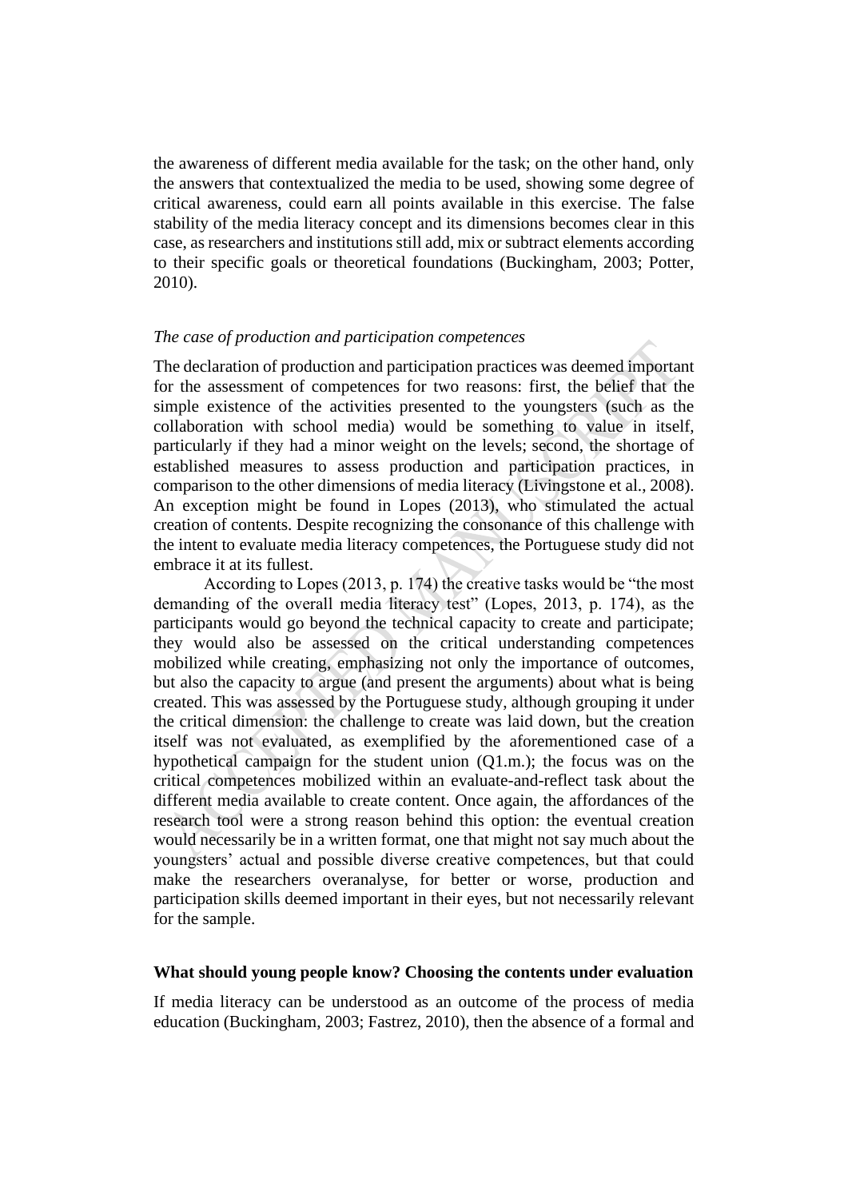the awareness of different media available for the task; on the other hand, only the answers that contextualized the media to be used, showing some degree of critical awareness, could earn all points available in this exercise. The false stability of the media literacy concept and its dimensions becomes clear in this case, as researchers and institutions still add, mix or subtract elements according to their specific goals or theoretical foundations (Buckingham, 2003; Potter, 2010).

*The case of production and participation competences*

The declaration of production and participation practices was deemed important for the assessment of competences for two reasons: first, the belief that the simple existence of the activities presented to the youngsters (such as the collaboration with school media) would be something to value in itself, particularly if they had a minor weight on the levels; second, the shortage of established measures to assess production and participation practices, in comparison to the other dimensions of media literacy (Livingstone et al., 2008). An exception might be found in Lopes (2013), who stimulated the actual creation of contents. Despite recognizing the consonance of this challenge with the intent to evaluate media literacy competences, the Portuguese study did not embrace it at its fullest.

According to Lopes (2013, p. 174) the creative tasks would be "the most demanding of the overall media literacy test" (Lopes, 2013, p. 174), as the participants would go beyond the technical capacity to create and participate; they would also be assessed on the critical understanding competences mobilized while creating, emphasizing not only the importance of outcomes, but also the capacity to argue (and present the arguments) about what is being created. This was assessed by the Portuguese study, although grouping it under the critical dimension: the challenge to create was laid down, but the creation itself was not evaluated, as exemplified by the aforementioned case of a hypothetical campaign for the student union (Q1.m.); the focus was on the critical competences mobilized within an evaluate-and-reflect task about the different media available to create content. Once again, the affordances of the research tool were a strong reason behind this option: the eventual creation would necessarily be in a written format, one that might not say much about the youngsters' actual and possible diverse creative competences, but that could make the researchers overanalyse, for better or worse, production and participation skills deemed important in their eyes, but not necessarily relevant for the sample.

## What should young people know? Choosing the contents under evaluation

If media literacy can be understood as an outcome of the process of media education (Buckingham, 2003; Fastrez, 2010), then the absence of a formal and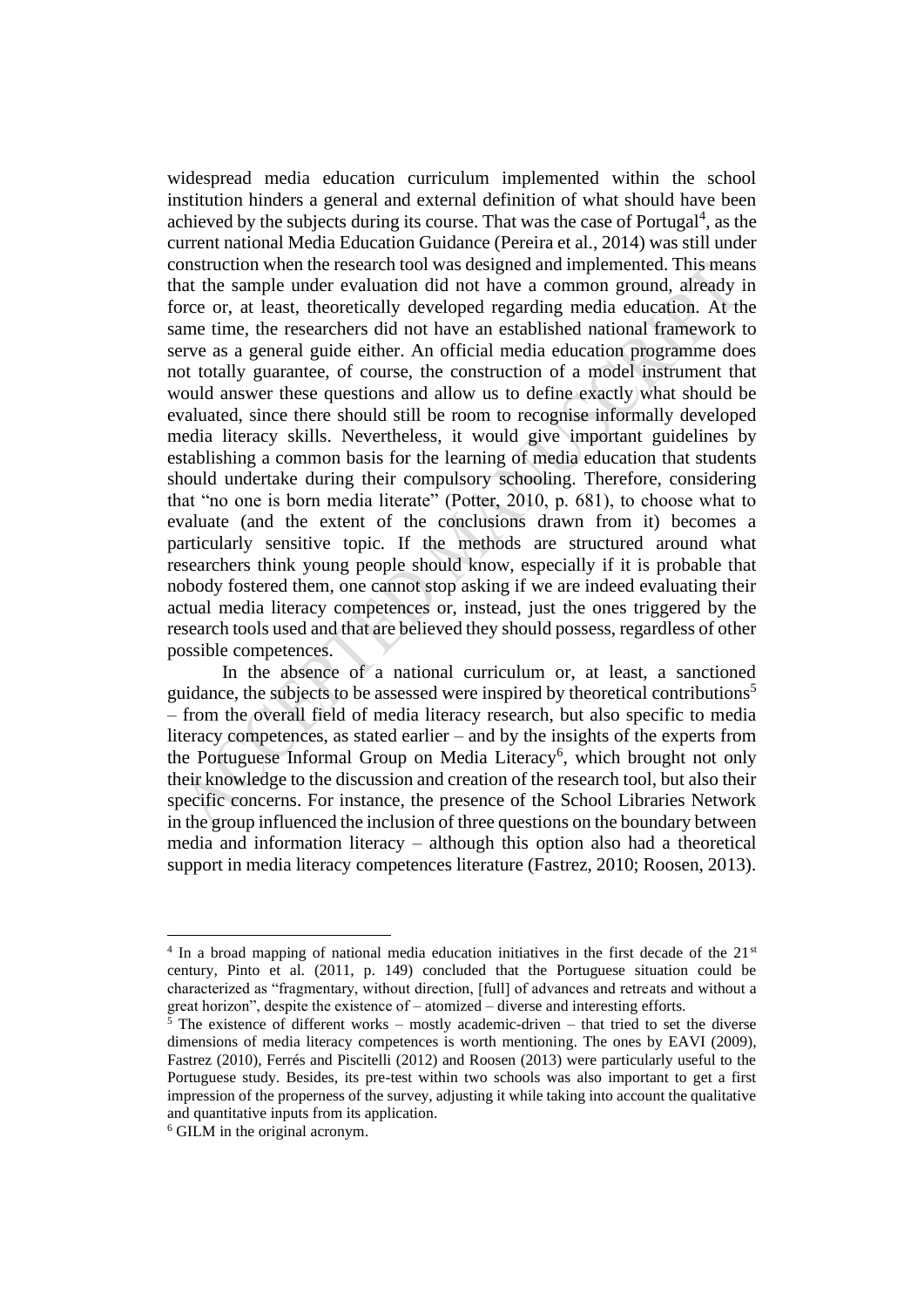widespread media education curriculum implemented within the school institution hinders a general and external definition of what should have been achieved by the subjects during its course. That was the case of Portugal[4], as the current national Media Education Guidance (Pereira et al., 2014) was still under construction when the research tool was designed and implemented. This means that the sample under evaluation did not have a common ground, already in force or, at least, theoretically developed regarding media education. At the same time, the researchers did not have an established national framework to serve as a general guide either. An official media education programme does not totally guarantee, of course, the construction of a model instrument that would answer these questions and allow us to define exactly what should be evaluated, since there should still be room to recognise informally developed media literacy skills. Nevertheless, it would give important guidelines by establishing a common basis for the learning of media education that students should undertake during their compulsory schooling. Therefore, considering that "no one is born media literate" (Potter, 2010, p. 681), to choose what to evaluate (and the extent of the conclusions drawn from it) becomes a particularly sensitive topic. If the methods are structured around what researchers think young people should know, especially if it is probable that nobody fostered them, one cannot stop asking if we are indeed evaluating their actual media literacy competences or, instead, just the ones triggered by the research tools used and that are believed they should possess, regardless of other possible competences.

In the absence of a national curriculum or, at least, a sanctioned guidance, the subjects to be assessed were inspired by theoretical contributions[5] – from the overall field of media literacy research, but also specific to media literacy competences, as stated earlier – and by the insights of the experts from the Portuguese Informal Group on Media Literacy[6], which brought not only their knowledge to the discussion and creation of the research tool, but also their specific concerns. For instance, the presence of the School Libraries Network in the group influenced the inclusion of three questions on the boundary between media and information literacy – although this option also had a theoretical support in media literacy competences literature (Fastrez, 2010; Roosen, 2013).

---

[4] In a broad mapping of national media education initiatives in the first decade of the 21st century, Pinto et al. (2011, p. 149) concluded that the Portuguese situation could be characterized as "fragmentary, without direction, [full] of advances and retreats and without a great horizon", despite the existence of – atomized – diverse and interesting efforts.

[5] The existence of different works – mostly academic-driven – that tried to set the diverse dimensions of media literacy competences is worth mentioning. The ones by EAVI (2009), Fastrez (2010), Ferrés and Piscitelli (2012) and Roosen (2013) were particularly useful to the Portuguese study. Besides, its pre-test within two schools was also important to get a first impression of the properness of the survey, adjusting it while taking into account the qualitative and quantitative inputs from its application.

[6] GILM in the original acronym.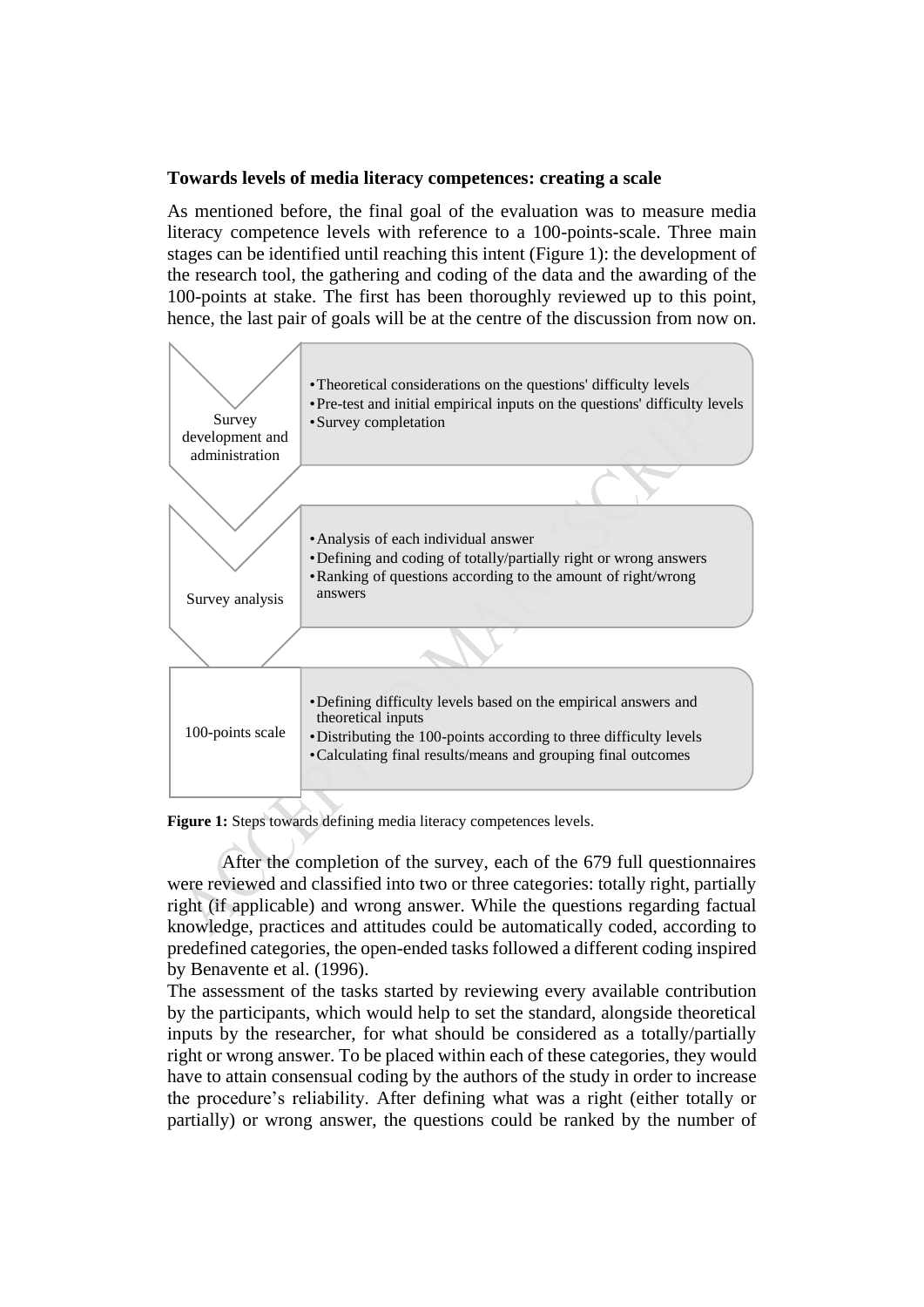**Towards levels of media literacy competences: creating a scale**

As mentioned before, the final goal of the evaluation was to measure media literacy competence levels with reference to a 100-points-scale. Three main stages can be identified until reaching this intent (Figure 1): the development of the research tool, the gathering and coding of the data and the awarding of the 100-points at stake. The first has been thoroughly reviewed up to this point, hence, the last pair of goals will be at the centre of the discussion from now on.

Survey development and administration
- Theoretical considerations on the questions' difficulty levels
- Pre-test and initial empirical inputs on the questions' difficulty levels
- Survey completation

Survey analysis
- Analysis of each individual answer
- Defining and coding of totally/partially right or wrong answers
- Ranking of questions according to the amount of right/wrong answers

100-points scale
- Defining difficulty levels based on the empirical answers and theoretical inputs
- Distributing the 100-points according to three difficulty levels
- Calculating final results/means and grouping final outcomes

**Figure 1:** Steps towards defining media literacy competences levels.

After the completion of the survey, each of the 679 full questionnaires were reviewed and classified into two or three categories: totally right, partially right (if applicable) and wrong answer. While the questions regarding factual knowledge, practices and attitudes could be automatically coded, according to predefined categories, the open-ended tasks followed a different coding inspired by Benavente et al. (1996).

The assessment of the tasks started by reviewing every available contribution by the participants, which would help to set the standard, alongside theoretical inputs by the researcher, for what should be considered as a totally/partially right or wrong answer. To be placed within each of these categories, they would have to attain consensual coding by the authors of the study in order to increase the procedure's reliability. After defining what was a right (either totally or partially) or wrong answer, the questions could be ranked by the number of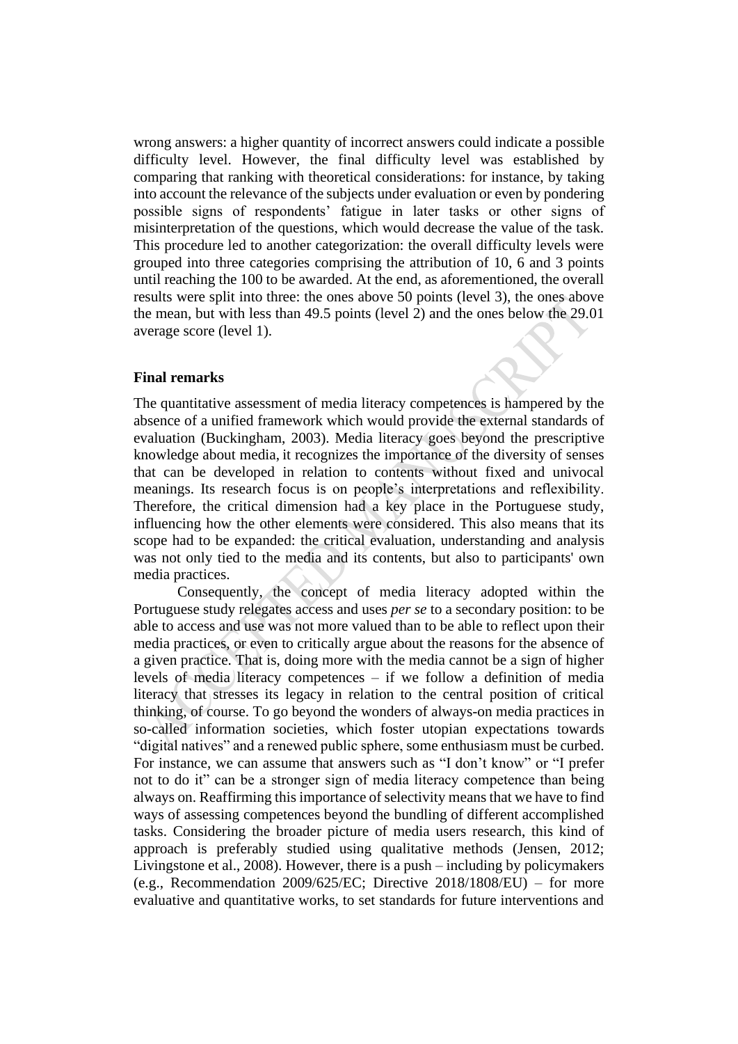wrong answers: a higher quantity of incorrect answers could indicate a possible difficulty level. However, the final difficulty level was established by comparing that ranking with theoretical considerations: for instance, by taking into account the relevance of the subjects under evaluation or even by pondering possible signs of respondents' fatigue in later tasks or other signs of misinterpretation of the questions, which would decrease the value of the task. This procedure led to another categorization: the overall difficulty levels were grouped into three categories comprising the attribution of 10, 6 and 3 points until reaching the 100 to be awarded. At the end, as aforementioned, the overall results were split into three: the ones above 50 points (level 3), the ones above the mean, but with less than 49.5 points (level 2) and the ones below the 29.01 average score (level 1).

## Final remarks

The quantitative assessment of media literacy competences is hampered by the absence of a unified framework which would provide the external standards of evaluation (Buckingham, 2003). Media literacy goes beyond the prescriptive knowledge about media, it recognizes the importance of the diversity of senses that can be developed in relation to contents without fixed and univocal meanings. Its research focus is on people's interpretations and reflexibility. Therefore, the critical dimension had a key place in the Portuguese study, influencing how the other elements were considered. This also means that its scope had to be expanded: the critical evaluation, understanding and analysis was not only tied to the media and its contents, but also to participants' own media practices.

Consequently, the concept of media literacy adopted within the Portuguese study relegates access and uses *per se* to a secondary position: to be able to access and use was not more valued than to be able to reflect upon their media practices, or even to critically argue about the reasons for the absence of a given practice. That is, doing more with the media cannot be a sign of higher levels of media literacy competences – if we follow a definition of media literacy that stresses its legacy in relation to the central position of critical thinking, of course. To go beyond the wonders of always-on media practices in so-called information societies, which foster utopian expectations towards "digital natives" and a renewed public sphere, some enthusiasm must be curbed. For instance, we can assume that answers such as "I don't know" or "I prefer not to do it" can be a stronger sign of media literacy competence than being always on. Reaffirming this importance of selectivity means that we have to find ways of assessing competences beyond the bundling of different accomplished tasks. Considering the broader picture of media users research, this kind of approach is preferably studied using qualitative methods (Jensen, 2012; Livingstone et al., 2008). However, there is a push – including by policymakers (e.g., Recommendation 2009/625/EC; Directive 2018/1808/EU) – for more evaluative and quantitative works, to set standards for future interventions and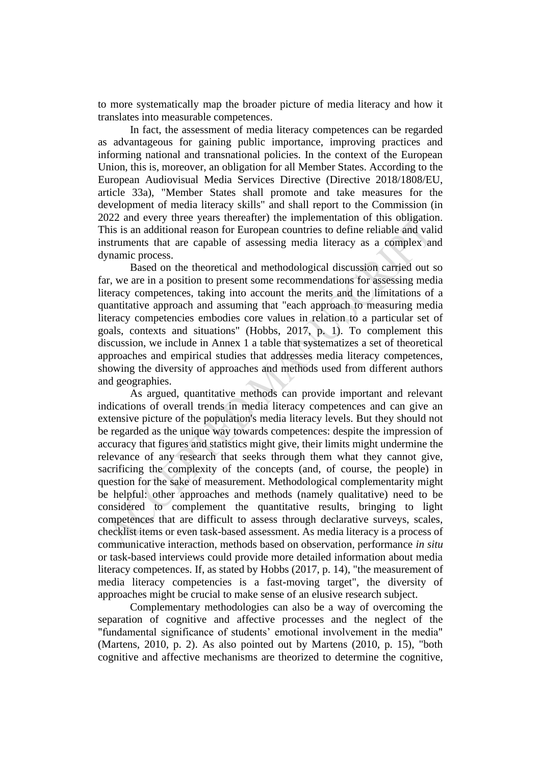to more systematically map the broader picture of media literacy and how it translates into measurable competences.

In fact, the assessment of media literacy competences can be regarded as advantageous for gaining public importance, improving practices and informing national and transnational policies. In the context of the European Union, this is, moreover, an obligation for all Member States. According to the European Audiovisual Media Services Directive (Directive 2018/1808/EU, article 33a), "Member States shall promote and take measures for the development of media literacy skills" and shall report to the Commission (in 2022 and every three years thereafter) the implementation of this obligation. This is an additional reason for European countries to define reliable and valid instruments that are capable of assessing media literacy as a complex and dynamic process.

Based on the theoretical and methodological discussion carried out so far, we are in a position to present some recommendations for assessing media literacy competences, taking into account the merits and the limitations of a quantitative approach and assuming that "each approach to measuring media literacy competencies embodies core values in relation to a particular set of goals, contexts and situations" (Hobbs, 2017, p. 1). To complement this discussion, we include in Annex 1 a table that systematizes a set of theoretical approaches and empirical studies that addresses media literacy competences, showing the diversity of approaches and methods used from different authors and geographies.

As argued, quantitative methods can provide important and relevant indications of overall trends in media literacy competences and can give an extensive picture of the population's media literacy levels. But they should not be regarded as the unique way towards competences: despite the impression of accuracy that figures and statistics might give, their limits might undermine the relevance of any research that seeks through them what they cannot give, sacrificing the complexity of the concepts (and, of course, the people) in question for the sake of measurement. Methodological complementarity might be helpful: other approaches and methods (namely qualitative) need to be considered to complement the quantitative results, bringing to light competences that are difficult to assess through declarative surveys, scales, checklist items or even task-based assessment. As media literacy is a process of communicative interaction, methods based on observation, performance *in situ* or task-based interviews could provide more detailed information about media literacy competences. If, as stated by Hobbs (2017, p. 14), "the measurement of media literacy competencies is a fast-moving target", the diversity of approaches might be crucial to make sense of an elusive research subject.

Complementary methodologies can also be a way of overcoming the separation of cognitive and affective processes and the neglect of the "fundamental significance of students' emotional involvement in the media" (Martens, 2010, p. 2). As also pointed out by Martens (2010, p. 15), "both cognitive and affective mechanisms are theorized to determine the cognitive,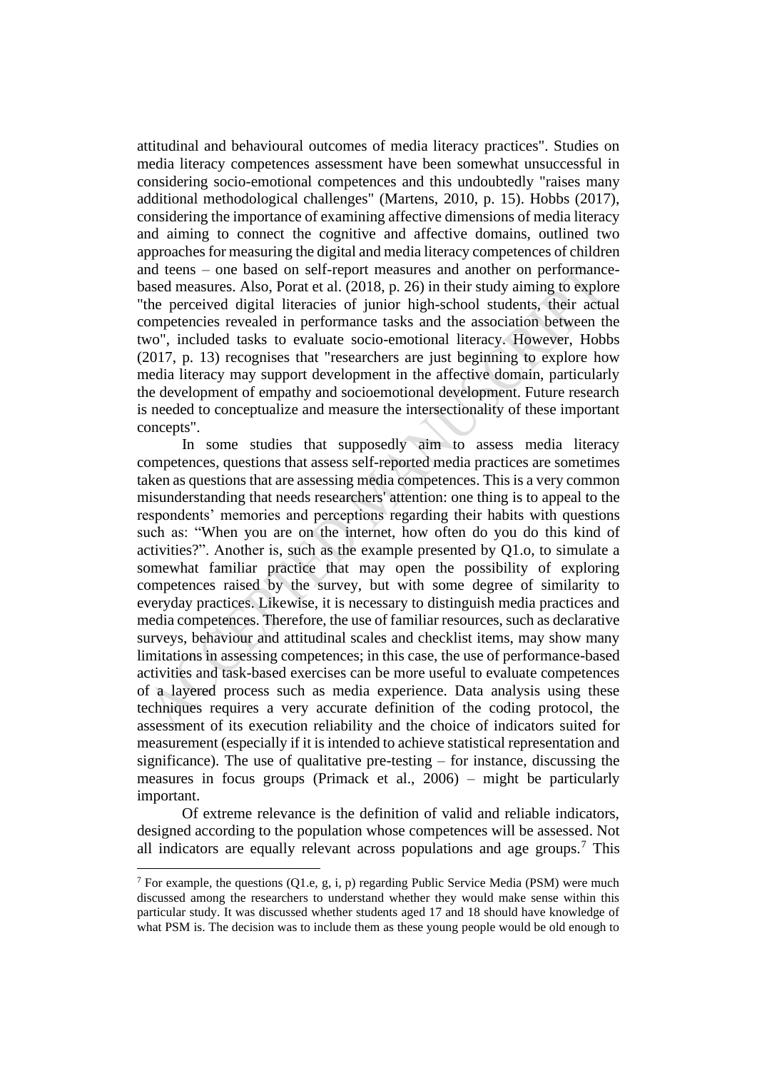attitudinal and behavioural outcomes of media literacy practices". Studies on media literacy competences assessment have been somewhat unsuccessful in considering socio-emotional competences and this undoubtedly "raises many additional methodological challenges" (Martens, 2010, p. 15). Hobbs (2017), considering the importance of examining affective dimensions of media literacy and aiming to connect the cognitive and affective domains, outlined two approaches for measuring the digital and media literacy competences of children and teens – one based on self-report measures and another on performance-based measures. Also, Porat et al. (2018, p. 26) in their study aiming to explore "the perceived digital literacies of junior high-school students, their actual competencies revealed in performance tasks and the association between the two", included tasks to evaluate socio-emotional literacy. However, Hobbs (2017, p. 13) recognises that "researchers are just beginning to explore how media literacy may support development in the affective domain, particularly the development of empathy and socioemotional development. Future research is needed to conceptualize and measure the intersectionality of these important concepts".

In some studies that supposedly aim to assess media literacy competences, questions that assess self-reported media practices are sometimes taken as questions that are assessing media competences. This is a very common misunderstanding that needs researchers' attention: one thing is to appeal to the respondents' memories and perceptions regarding their habits with questions such as: "When you are on the internet, how often do you do this kind of activities?". Another is, such as the example presented by Q1.o, to simulate a somewhat familiar practice that may open the possibility of exploring competences raised by the survey, but with some degree of similarity to everyday practices. Likewise, it is necessary to distinguish media practices and media competences. Therefore, the use of familiar resources, such as declarative surveys, behaviour and attitudinal scales and checklist items, may show many limitations in assessing competences; in this case, the use of performance-based activities and task-based exercises can be more useful to evaluate competences of a layered process such as media experience. Data analysis using these techniques requires a very accurate definition of the coding protocol, the assessment of its execution reliability and the choice of indicators suited for measurement (especially if it is intended to achieve statistical representation and significance). The use of qualitative pre-testing – for instance, discussing the measures in focus groups (Primack et al., 2006) – might be particularly important.

Of extreme relevance is the definition of valid and reliable indicators, designed according to the population whose competences will be assessed. Not all indicators are equally relevant across populations and age groups.[7] This

[7] For example, the questions (Q1.e, g, i, p) regarding Public Service Media (PSM) were much discussed among the researchers to understand whether they would make sense within this particular study. It was discussed whether students aged 17 and 18 should have knowledge of what PSM is. The decision was to include them as these young people would be old enough to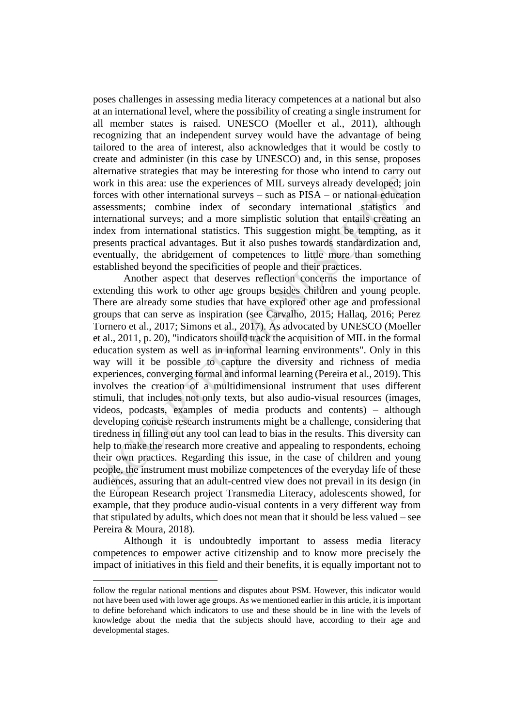poses challenges in assessing media literacy competences at a national but also at an international level, where the possibility of creating a single instrument for all member states is raised. UNESCO (Moeller et al., 2011), although recognizing that an independent survey would have the advantage of being tailored to the area of interest, also acknowledges that it would be costly to create and administer (in this case by UNESCO) and, in this sense, proposes alternative strategies that may be interesting for those who intend to carry out work in this area: use the experiences of MIL surveys already developed; join forces with other international surveys – such as PISA – or national education assessments; combine index of secondary international statistics and international surveys; and a more simplistic solution that entails creating an index from international statistics. This suggestion might be tempting, as it presents practical advantages. But it also pushes towards standardization and, eventually, the abridgement of competences to little more than something established beyond the specificities of people and their practices.

Another aspect that deserves reflection concerns the importance of extending this work to other age groups besides children and young people. There are already some studies that have explored other age and professional groups that can serve as inspiration (see Carvalho, 2015; Hallaq, 2016; Perez Tornero et al., 2017; Simons et al., 2017). As advocated by UNESCO (Moeller et al., 2011, p. 20), "indicators should track the acquisition of MIL in the formal education system as well as in informal learning environments". Only in this way will it be possible to capture the diversity and richness of media experiences, converging formal and informal learning (Pereira et al., 2019). This involves the creation of a multidimensional instrument that uses different stimuli, that includes not only texts, but also audio-visual resources (images, videos, podcasts, examples of media products and contents) – although developing concise research instruments might be a challenge, considering that tiredness in filling out any tool can lead to bias in the results. This diversity can help to make the research more creative and appealing to respondents, echoing their own practices. Regarding this issue, in the case of children and young people, the instrument must mobilize competences of the everyday life of these audiences, assuring that an adult-centred view does not prevail in its design (in the European Research project Transmedia Literacy, adolescents showed, for example, that they produce audio-visual contents in a very different way from that stipulated by adults, which does not mean that it should be less valued – see Pereira & Moura, 2018).

Although it is undoubtedly important to assess media literacy competences to empower active citizenship and to know more precisely the impact of initiatives in this field and their benefits, it is equally important not to

---

follow the regular national mentions and disputes about PSM. However, this indicator would not have been used with lower age groups. As we mentioned earlier in this article, it is important to define beforehand which indicators to use and these should be in line with the levels of knowledge about the media that the subjects should have, according to their age and developmental stages.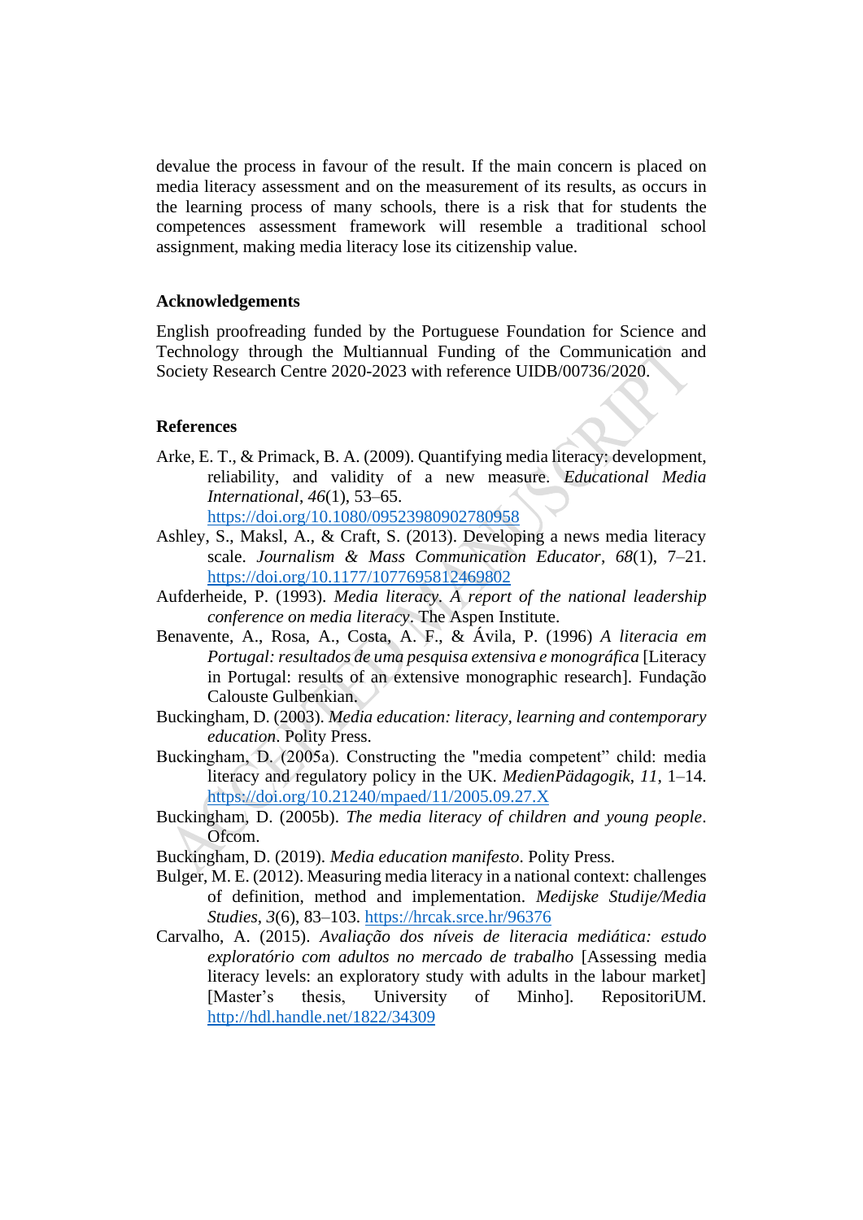devalue the process in favour of the result. If the main concern is placed on media literacy assessment and on the measurement of its results, as occurs in the learning process of many schools, there is a risk that for students the competences assessment framework will resemble a traditional school assignment, making media literacy lose its citizenship value.

## Acknowledgements

English proofreading funded by the Portuguese Foundation for Science and Technology through the Multiannual Funding of the Communication and Society Research Centre 2020-2023 with reference UIDB/00736/2020.

## References

Arke, E. T., & Primack, B. A. (2009). Quantifying media literacy: development, reliability, and validity of a new measure. *Educational Media International*, *46*(1), 53–65. https://doi.org/10.1080/09523980902780958

Ashley, S., Maksl, A., & Craft, S. (2013). Developing a news media literacy scale. *Journalism & Mass Communication Educator*, *68*(1), 7–21. https://doi.org/10.1177/1077695812469802

Aufderheide, P. (1993). *Media literacy. A report of the national leadership conference on media literacy*. The Aspen Institute.

Benavente, A., Rosa, A., Costa, A. F., & Ávila, P. (1996) *A literacia em Portugal: resultados de uma pesquisa extensiva e monográfica* [Literacy in Portugal: results of an extensive monographic research]. Fundação Calouste Gulbenkian.

Buckingham, D. (2003). *Media education: literacy, learning and contemporary education*. Polity Press.

Buckingham, D. (2005a). Constructing the "media competent" child: media literacy and regulatory policy in the UK. *MedienPädagogik*, *11*, 1–14. https://doi.org/10.21240/mpaed/11/2005.09.27.X

Buckingham, D. (2005b). *The media literacy of children and young people*. Ofcom.

Buckingham, D. (2019). *Media education manifesto*. Polity Press.

Bulger, M. E. (2012). Measuring media literacy in a national context: challenges of definition, method and implementation. *Medijske Studije/Media Studies*, *3*(6), 83–103. https://hrcak.srce.hr/96376

Carvalho, A. (2015). *Avaliação dos níveis de literacia mediática: estudo exploratório com adultos no mercado de trabalho* [Assessing media literacy levels: an exploratory study with adults in the labour market] [Master's thesis, University of Minho]. RepositoriUM. http://hdl.handle.net/1822/34309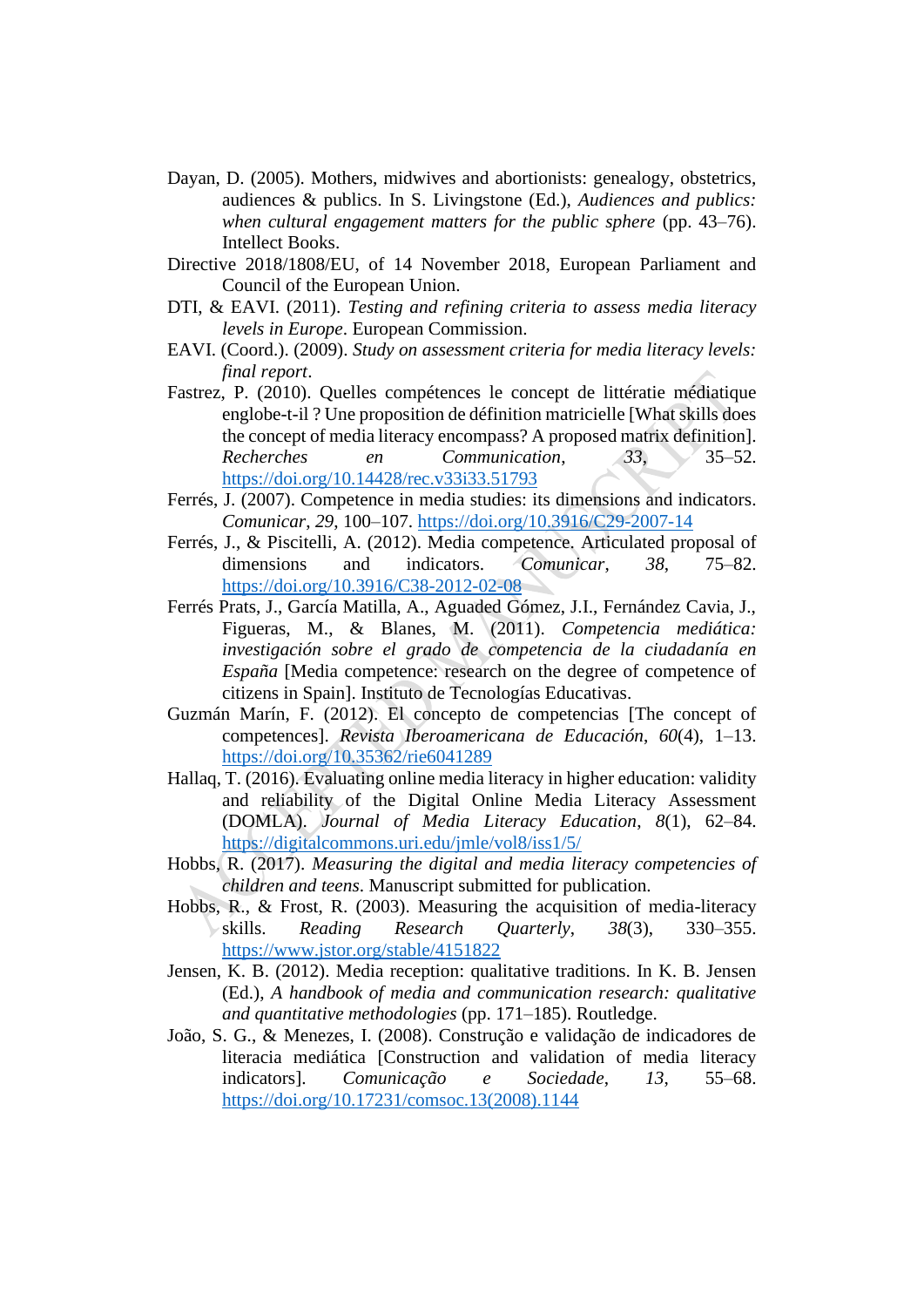Dayan, D. (2005). Mothers, midwives and abortionists: genealogy, obstetrics, audiences & publics. In S. Livingstone (Ed.), *Audiences and publics: when cultural engagement matters for the public sphere* (pp. 43–76). Intellect Books.

Directive 2018/1808/EU, of 14 November 2018, European Parliament and Council of the European Union.

DTI, & EAVI. (2011). *Testing and refining criteria to assess media literacy levels in Europe*. European Commission.

EAVI. (Coord.). (2009). *Study on assessment criteria for media literacy levels: final report*.

Fastrez, P. (2010). Quelles compétences le concept de littératie médiatique englobe-t-il ? Une proposition de définition matricielle [What skills does the concept of media literacy encompass? A proposed matrix definition]. *Recherches en Communication*, *33*, 35–52. https://doi.org/10.14428/rec.v33i33.51793

Ferrés, J. (2007). Competence in media studies: its dimensions and indicators. *Comunicar*, *29*, 100–107. https://doi.org/10.3916/C29-2007-14

Ferrés, J., & Piscitelli, A. (2012). Media competence. Articulated proposal of dimensions and indicators. *Comunicar*, *38*, 75–82. https://doi.org/10.3916/C38-2012-02-08

Ferrés Prats, J., García Matilla, A., Aguaded Gómez, J.I., Fernández Cavia, J., Figueras, M., & Blanes, M. (2011). *Competencia mediática: investigación sobre el grado de competencia de la ciudadanía en España* [Media competence: research on the degree of competence of citizens in Spain]. Instituto de Tecnologías Educativas.

Guzmán Marín, F. (2012). El concepto de competencias [The concept of competences]. *Revista Iberoamericana de Educación*, *60*(4), 1–13. https://doi.org/10.35362/rie6041289

Hallaq, T. (2016). Evaluating online media literacy in higher education: validity and reliability of the Digital Online Media Literacy Assessment (DOMLA). *Journal of Media Literacy Education*, *8*(1), 62–84. https://digitalcommons.uri.edu/jmle/vol8/iss1/5/

Hobbs, R. (2017). *Measuring the digital and media literacy competencies of children and teens*. Manuscript submitted for publication.

Hobbs, R., & Frost, R. (2003). Measuring the acquisition of media-literacy skills. *Reading Research Quarterly*, *38*(3), 330–355. https://www.jstor.org/stable/4151822

Jensen, K. B. (2012). Media reception: qualitative traditions. In K. B. Jensen (Ed.), *A handbook of media and communication research: qualitative and quantitative methodologies* (pp. 171–185). Routledge.

João, S. G., & Menezes, I. (2008). Construção e validação de indicadores de literacia mediática [Construction and validation of media literacy indicators]. *Comunicação e Sociedade*, *13*, 55–68. https://doi.org/10.17231/comsoc.13(2008).1144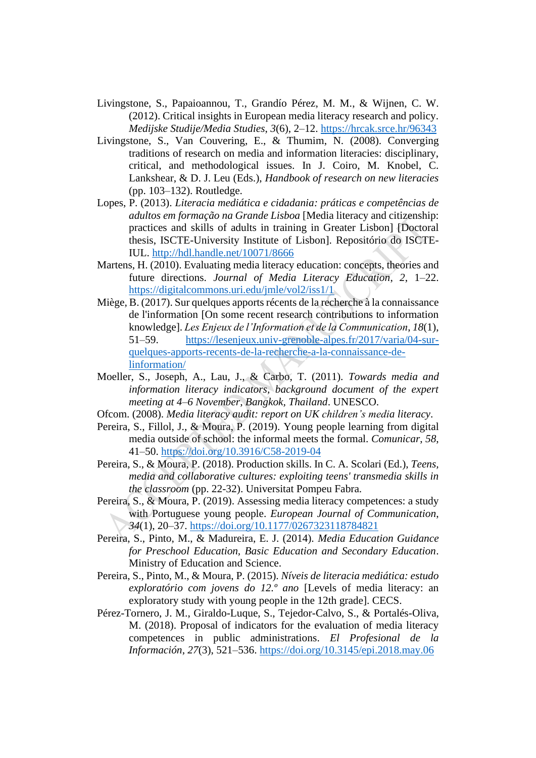Livingstone, S., Papaioannou, T., Grandío Pérez, M. M., & Wijnen, C. W. (2012). Critical insights in European media literacy research and policy. *Medijske Studije/Media Studies*, *3*(6), 2–12. https://hrcak.srce.hr/96343

Livingstone, S., Van Couvering, E., & Thumim, N. (2008). Converging traditions of research on media and information literacies: disciplinary, critical, and methodological issues. In J. Coiro, M. Knobel, C. Lankshear, & D. J. Leu (Eds.), *Handbook of research on new literacies* (pp. 103–132). Routledge.

Lopes, P. (2013). *Literacia mediática e cidadania: práticas e competências de adultos em formação na Grande Lisboa* [Media literacy and citizenship: practices and skills of adults in training in Greater Lisbon] [Doctoral thesis, ISCTE-University Institute of Lisbon]. Repositório do ISCTE-IUL. http://hdl.handle.net/10071/8666

Martens, H. (2010). Evaluating media literacy education: concepts, theories and future directions. *Journal of Media Literacy Education*, *2*, 1–22. https://digitalcommons.uri.edu/jmle/vol2/iss1/1

Miège, B. (2017). Sur quelques apports récents de la recherche à la connaissance de l'information [On some recent research contributions to information knowledge]. *Les Enjeux de l'Information et de la Communication*, *18*(1), 51–59. https://lesenjeux.univ-grenoble-alpes.fr/2017/varia/04-sur-quelques-apports-recents-de-la-recherche-a-la-connaissance-de-linformation/

Moeller, S., Joseph, A., Lau, J., & Carbo, T. (2011). *Towards media and information literacy indicators, background document of the expert meeting at 4–6 November, Bangkok, Thailand*. UNESCO.

Ofcom. (2008). *Media literacy audit: report on UK children's media literacy*.

Pereira, S., Fillol, J., & Moura, P. (2019). Young people learning from digital media outside of school: the informal meets the formal. *Comunicar*, *58*, 41–50. https://doi.org/10.3916/C58-2019-04

Pereira, S., & Moura, P. (2018). Production skills. In C. A. Scolari (Ed.), *Teens, media and collaborative cultures: exploiting teens' transmedia skills in the classroom* (pp. 22-32). Universitat Pompeu Fabra.

Pereira, S., & Moura, P. (2019). Assessing media literacy competences: a study with Portuguese young people. *European Journal of Communication*, *34*(1), 20–37. https://doi.org/10.1177/0267323118784821

Pereira, S., Pinto, M., & Madureira, E. J. (2014). *Media Education Guidance for Preschool Education, Basic Education and Secondary Education*. Ministry of Education and Science.

Pereira, S., Pinto, M., & Moura, P. (2015). *Níveis de literacia mediática: estudo exploratório com jovens do 12.º ano* [Levels of media literacy: an exploratory study with young people in the 12th grade]. CECS.

Pérez-Tornero, J. M., Giraldo-Luque, S., Tejedor-Calvo, S., & Portalés-Oliva, M. (2018). Proposal of indicators for the evaluation of media literacy competences in public administrations. *El Profesional de la Información*, *27*(3), 521–536. https://doi.org/10.3145/epi.2018.may.06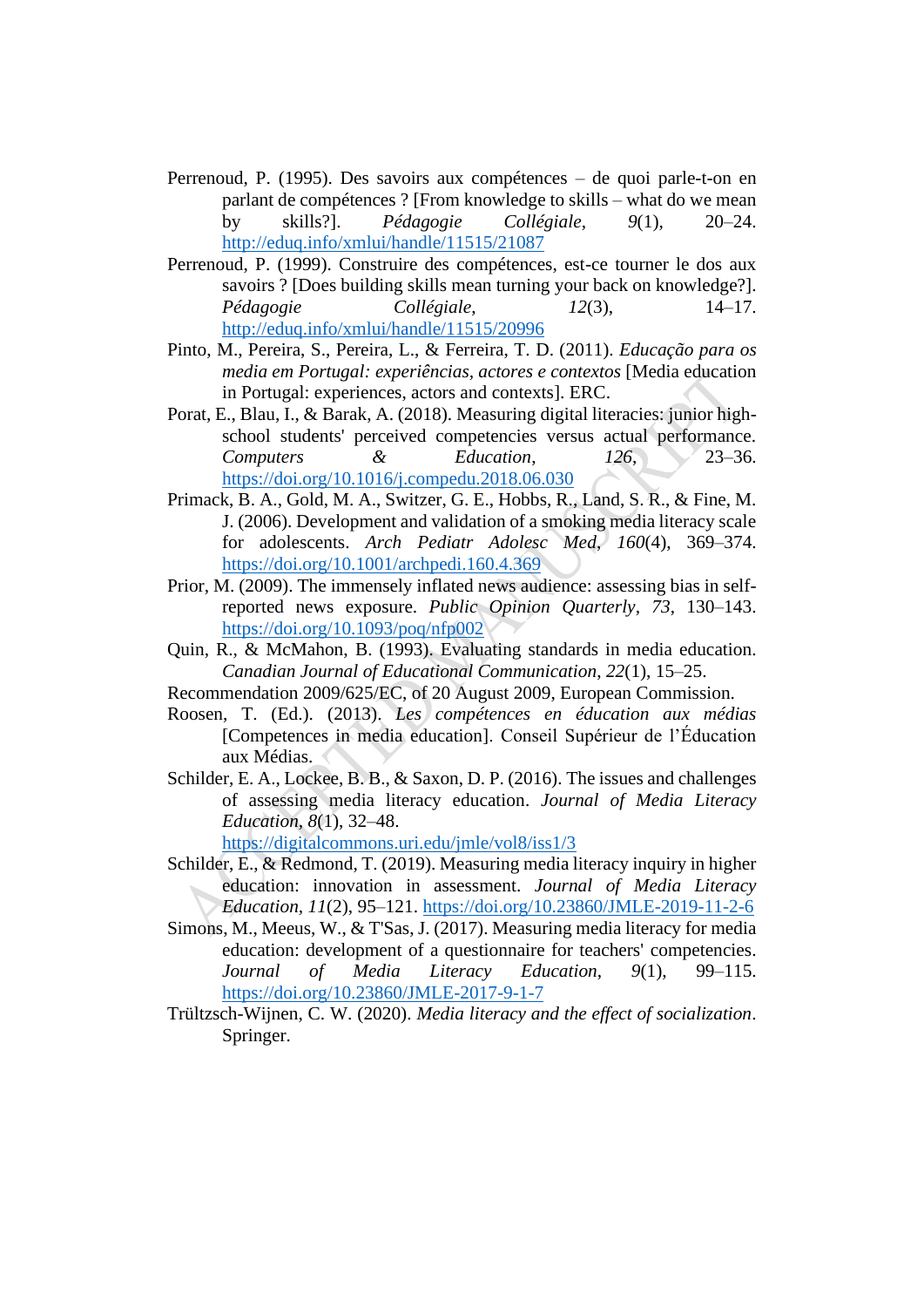Perrenoud, P. (1995). Des savoirs aux compétences – de quoi parle-t-on en parlant de compétences ? [From knowledge to skills – what do we mean by skills?]. *Pédagogie Collégiale*, *9*(1), 20–24. http://eduq.info/xmlui/handle/11515/21087

Perrenoud, P. (1999). Construire des compétences, est-ce tourner le dos aux savoirs ? [Does building skills mean turning your back on knowledge?]. *Pédagogie Collégiale*, *12*(3), 14–17. http://eduq.info/xmlui/handle/11515/20996

Pinto, M., Pereira, S., Pereira, L., & Ferreira, T. D. (2011). *Educação para os media em Portugal: experiências, actores e contextos* [Media education in Portugal: experiences, actors and contexts]. ERC.

Porat, E., Blau, I., & Barak, A. (2018). Measuring digital literacies: junior high-school students' perceived competencies versus actual performance. *Computers & Education*, *126*, 23–36. https://doi.org/10.1016/j.compedu.2018.06.030

Primack, B. A., Gold, M. A., Switzer, G. E., Hobbs, R., Land, S. R., & Fine, M. J. (2006). Development and validation of a smoking media literacy scale for adolescents. *Arch Pediatr Adolesc Med*, *160*(4), 369–374. https://doi.org/10.1001/archpedi.160.4.369

Prior, M. (2009). The immensely inflated news audience: assessing bias in self-reported news exposure. *Public Opinion Quarterly*, *73*, 130–143. https://doi.org/10.1093/poq/nfp002

Quin, R., & McMahon, B. (1993). Evaluating standards in media education. *Canadian Journal of Educational Communication*, *22*(1), 15–25.

Recommendation 2009/625/EC, of 20 August 2009, European Commission.

Roosen, T. (Ed.). (2013). *Les compétences en éducation aux médias* [Competences in media education]. Conseil Supérieur de l'Éducation aux Médias.

Schilder, E. A., Lockee, B. B., & Saxon, D. P. (2016). The issues and challenges of assessing media literacy education. *Journal of Media Literacy Education*, *8*(1), 32–48. https://digitalcommons.uri.edu/jmle/vol8/iss1/3

Schilder, E., & Redmond, T. (2019). Measuring media literacy inquiry in higher education: innovation in assessment. *Journal of Media Literacy Education*, *11*(2), 95–121. https://doi.org/10.23860/JMLE-2019-11-2-6

Simons, M., Meeus, W., & T'Sas, J. (2017). Measuring media literacy for media education: development of a questionnaire for teachers' competencies. *Journal of Media Literacy Education*, *9*(1), 99–115. https://doi.org/10.23860/JMLE-2017-9-1-7

Trültzsch-Wijnen, C. W. (2020). *Media literacy and the effect of socialization*. Springer.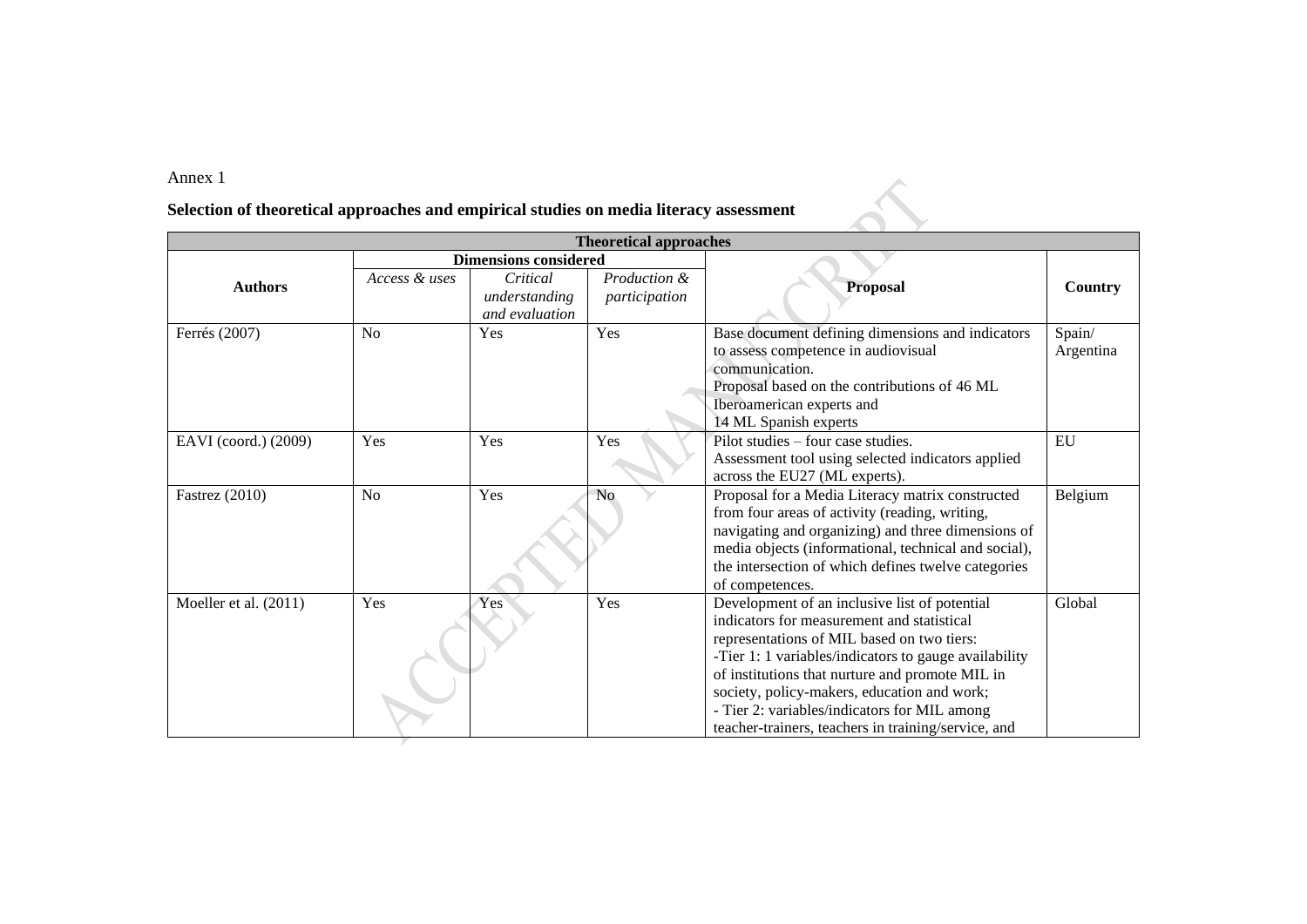Annex 1

**Selection of theoretical approaches and empirical studies on media literacy assessment**

| **Theoretical approaches** | | | | | |
|---|---|---|---|---|---|
| **Authors** | **Dimensions considered** | | | **Proposal** | **Country** |
| | *Access & uses* | *Critical understanding and evaluation* | *Production & participation* | | |
| Ferrés (2007) | No | Yes | Yes | Base document defining dimensions and indicators to assess competence in audiovisual communication. Proposal based on the contributions of 46 ML Iberoamerican experts and 14 ML Spanish experts | Spain/ Argentina |
| EAVI (coord.) (2009) | Yes | Yes | Yes | Pilot studies – four case studies. Assessment tool using selected indicators applied across the EU27 (ML experts). | EU |
| Fastrez (2010) | No | Yes | No | Proposal for a Media Literacy matrix constructed from four areas of activity (reading, writing, navigating and organizing) and three dimensions of media objects (informational, technical and social), the intersection of which defines twelve categories of competences. | Belgium |
| Moeller et al. (2011) | Yes | Yes | Yes | Development of an inclusive list of potential indicators for measurement and statistical representations of MIL based on two tiers: -Tier 1: 1 variables/indicators to gauge availability of institutions that nurture and promote MIL in society, policy-makers, education and work; - Tier 2: variables/indicators for MIL among teacher-trainers, teachers in training/service, and | Global |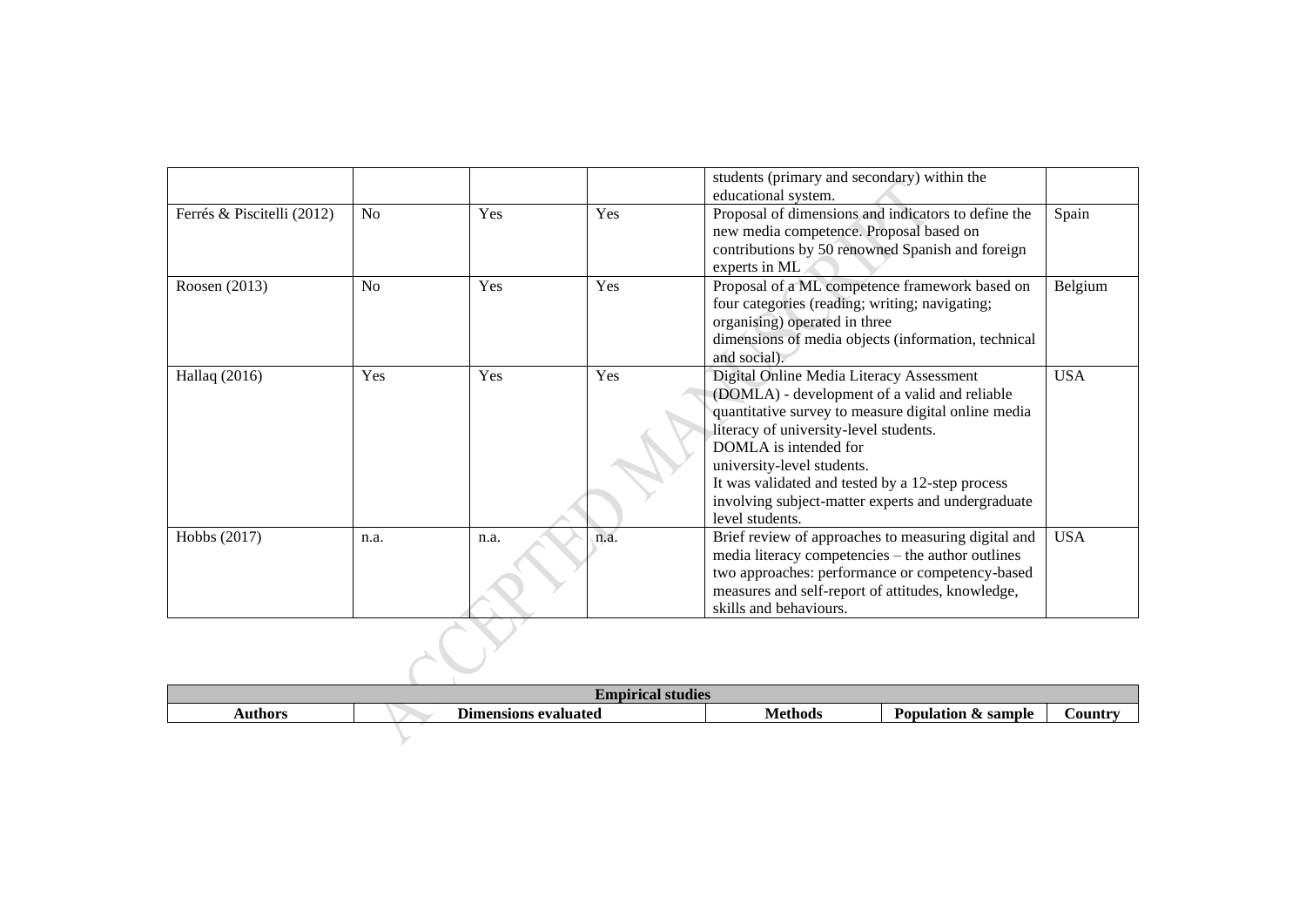| | | | | students (primary and secondary) within the educational system. | |
|---|---|---|---|---|---|
| Ferrés & Piscitelli (2012) | No | Yes | Yes | Proposal of dimensions and indicators to define the new media competence. Proposal based on contributions by 50 renowned Spanish and foreign experts in ML | Spain |
| Roosen (2013) | No | Yes | Yes | Proposal of a ML competence framework based on four categories (reading; writing; navigating; organising) operated in three dimensions of media objects (information, technical and social). | Belgium |
| Hallaq (2016) | Yes | Yes | Yes | Digital Online Media Literacy Assessment (DOMLA) - development of a valid and reliable quantitative survey to measure digital online media literacy of university-level students. DOMLA is intended for university-level students. It was validated and tested by a 12-step process involving subject-matter experts and undergraduate level students. | USA |
| Hobbs (2017) | n.a. | n.a. | n.a. | Brief review of approaches to measuring digital and media literacy competencies – the author outlines two approaches: performance or competency-based measures and self-report of attitudes, knowledge, skills and behaviours. | USA |

| **Empirical studies** | | | | |
|---|---|---|---|---|
| **Authors** | **Dimensions evaluated** | **Methods** | **Population & sample** | **Country** |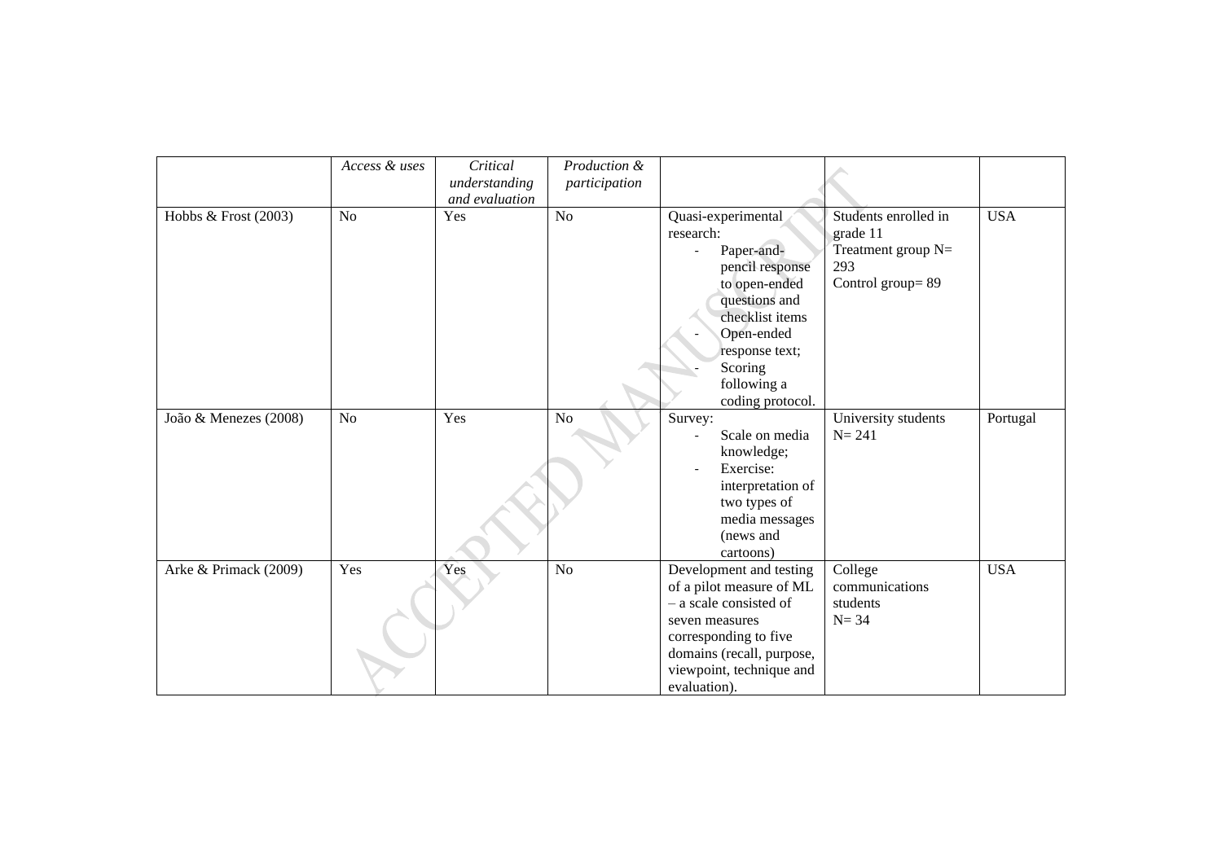| | *Access & uses* | *Critical understanding and evaluation* | *Production & participation* | | | |
|---|---|---|---|---|---|---|
| Hobbs & Frost (2003) | No | Yes | No | Quasi-experimental research: - Paper-and-pencil response to open-ended questions and checklist items - Open-ended response text; - Scoring following a coding protocol. | Students enrolled in grade 11 Treatment group N= 293 Control group= 89 | USA |
| João & Menezes (2008) | No | Yes | No | Survey: - Scale on media knowledge; - Exercise: interpretation of two types of media messages (news and cartoons) | University students N= 241 | Portugal |
| Arke & Primack (2009) | Yes | Yes | No | Development and testing of a pilot measure of ML – a scale consisted of seven measures corresponding to five domains (recall, purpose, viewpoint, technique and evaluation). | College communications students N= 34 | USA |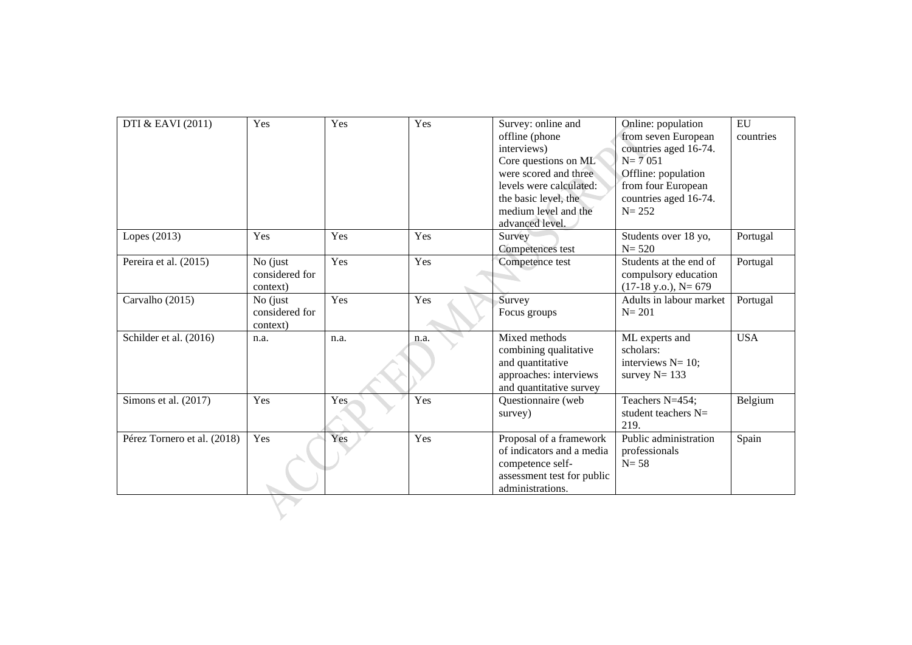| | | | | | | |
|---|---|---|---|---|---|---|
| DTI & EAVI (2011) | Yes | Yes | Yes | Survey: online and offline (phone interviews) Core questions on ML were scored and three levels were calculated: the basic level, the medium level and the advanced level. | Online: population from seven European countries aged 16-74. N= 7 051 Offline: population from four European countries aged 16-74. N= 252 | EU countries |
| Lopes (2013) | Yes | Yes | Yes | Survey Competences test | Students over 18 yo, N= 520 | Portugal |
| Pereira et al. (2015) | No (just considered for context) | Yes | Yes | Competence test | Students at the end of compulsory education (17-18 y.o.), N= 679 | Portugal |
| Carvalho (2015) | No (just considered for context) | Yes | Yes | Survey Focus groups | Adults in labour market N= 201 | Portugal |
| Schilder et al. (2016) | n.a. | n.a. | n.a. | Mixed methods combining qualitative and quantitative approaches: interviews and quantitative survey | ML experts and scholars: interviews N= 10; survey N= 133 | USA |
| Simons et al. (2017) | Yes | Yes | Yes | Questionnaire (web survey) | Teachers N=454; student teachers N= 219. | Belgium |
| Pérez Tornero et al. (2018) | Yes | Yes | Yes | Proposal of a framework of indicators and a media competence self-assessment test for public administrations. | Public administration professionals N= 58 | Spain |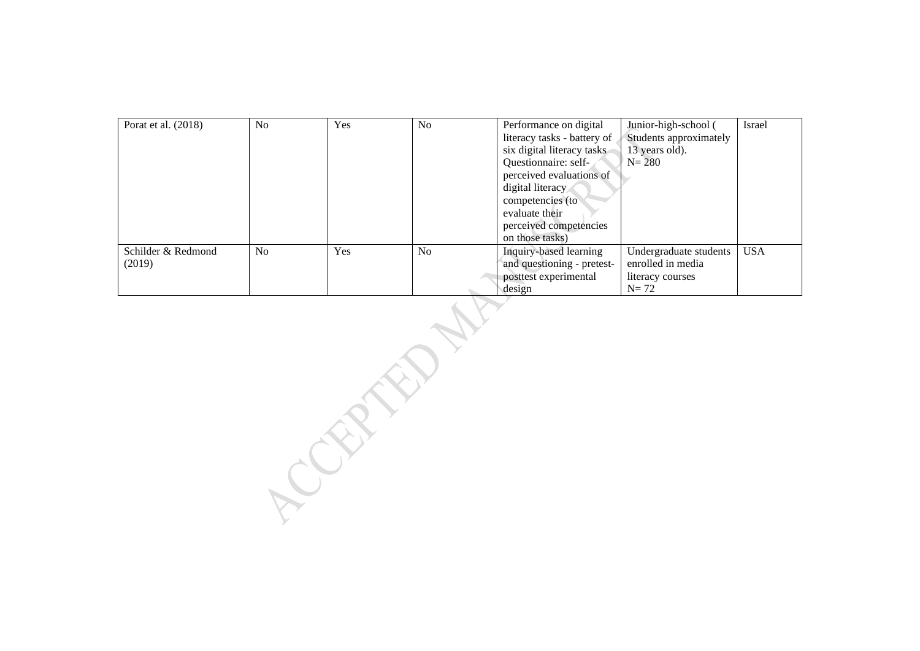| | | | | | | |
|---|---|---|---|---|---|---|
| Porat et al. (2018) | No | Yes | No | Performance on digital literacy tasks - battery of six digital literacy tasks Questionnaire: self-perceived evaluations of digital literacy competencies (to evaluate their perceived competencies on those tasks) | Junior-high-school ( Students approximately 13 years old). N= 280 | Israel |
| Schilder & Redmond (2019) | No | Yes | No | Inquiry-based learning and questioning - pretest-posttest experimental design | Undergraduate students enrolled in media literacy courses N= 72 | USA |